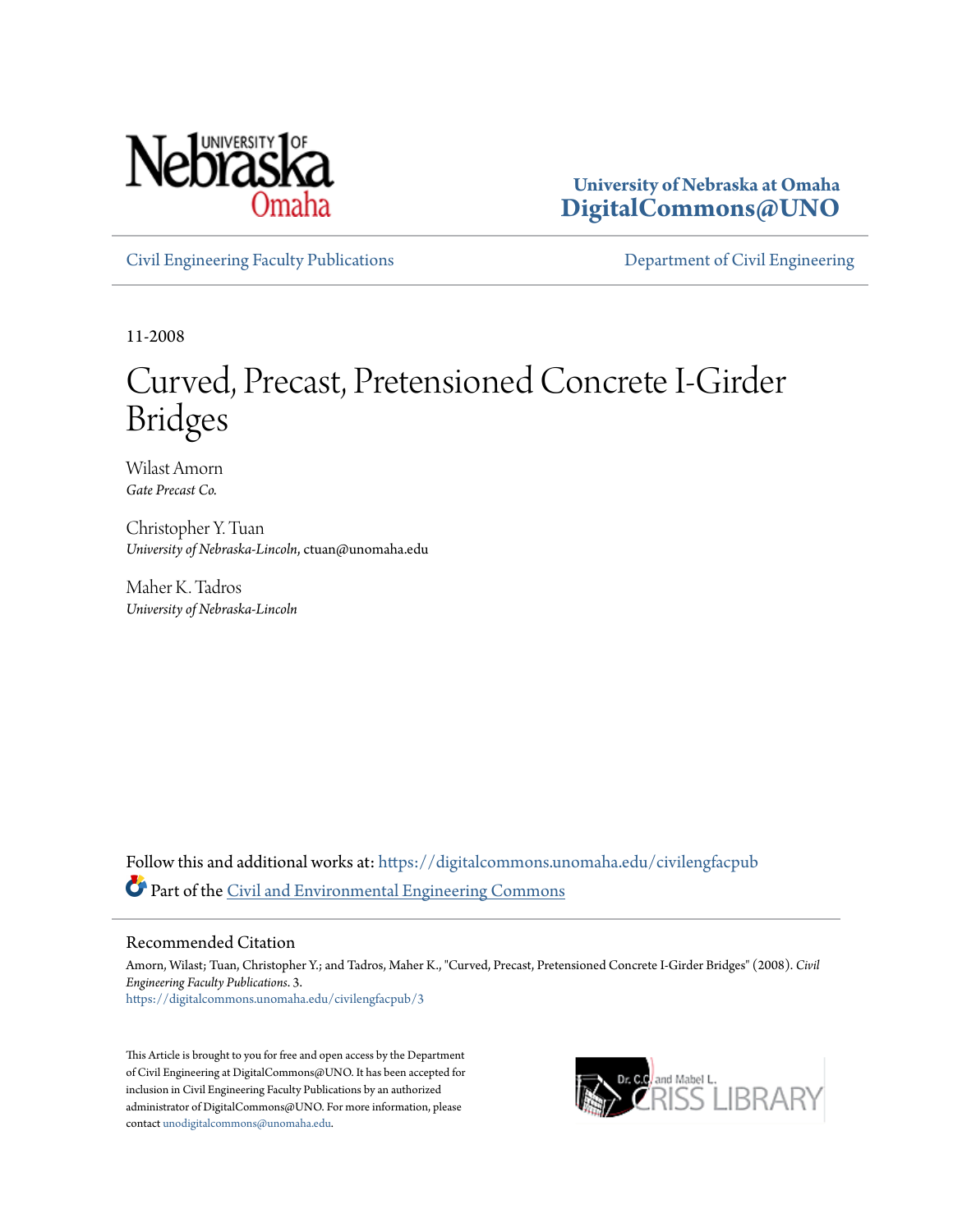University of Nebraska at Omaha
DigitalCommons@UNO

Civil Engineering Faculty Publications

Department of Civil Engineering

11-2008

# Curved, Precast, Pretensioned Concrete I-Girder Bridges

Wilast Amorn
*Gate Precast Co.*

Christopher Y. Tuan
*University of Nebraska-Lincoln*, ctuan@unomaha.edu

Maher K. Tadros
*University of Nebraska-Lincoln*

Follow this and additional works at: https://digitalcommons.unomaha.edu/civilengfacpub

Part of the Civil and Environmental Engineering Commons

## Recommended Citation

Amorn, Wilast; Tuan, Christopher Y.; and Tadros, Maher K., "Curved, Precast, Pretensioned Concrete I-Girder Bridges" (2008). *Civil Engineering Faculty Publications*. 3.
https://digitalcommons.unomaha.edu/civilengfacpub/3

This Article is brought to you for free and open access by the Department of Civil Engineering at DigitalCommons@UNO. It has been accepted for inclusion in Civil Engineering Faculty Publications by an authorized administrator of DigitalCommons@UNO. For more information, please contact unodigitalcommons@unomaha.edu.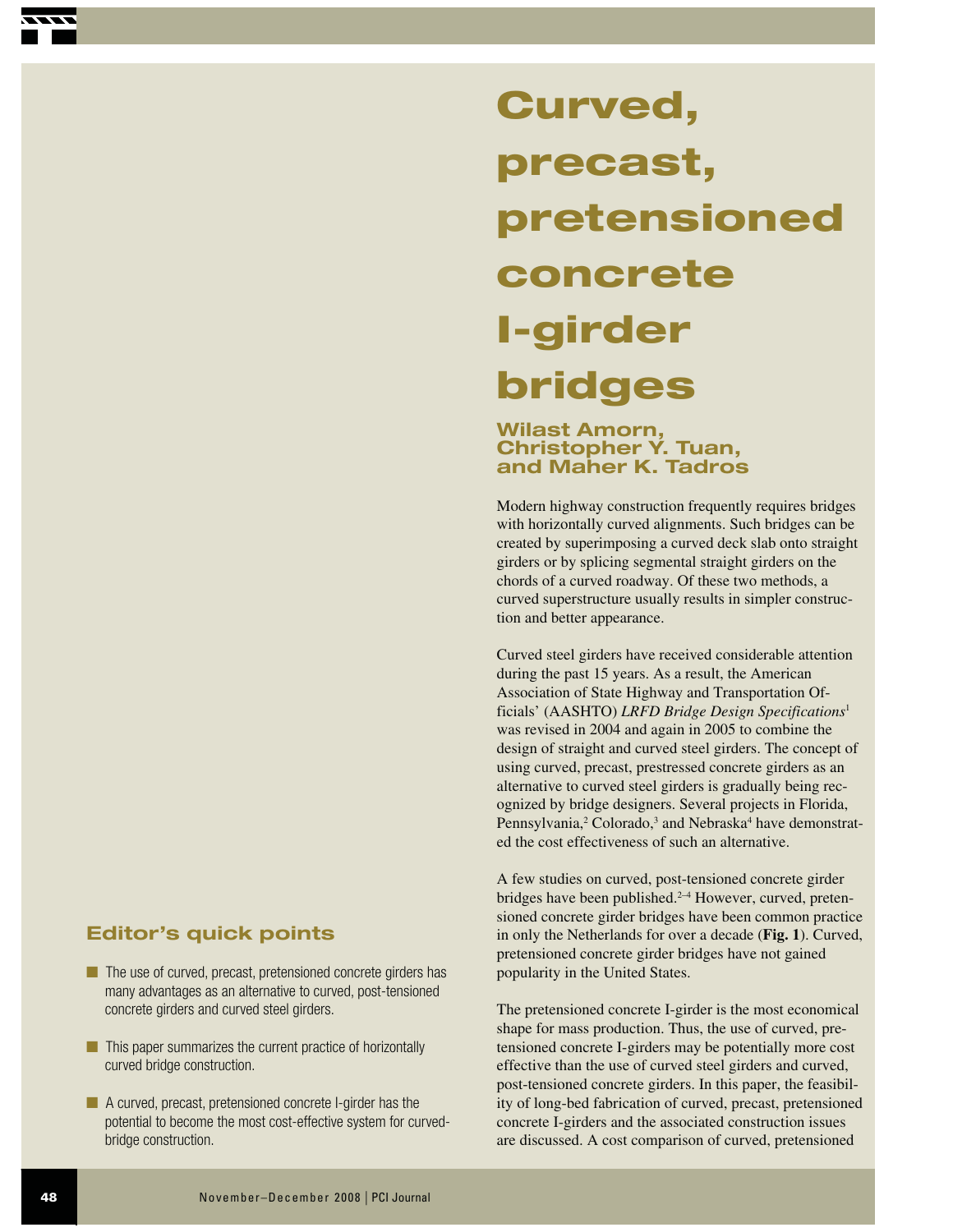# Curved, precast, pretensioned concrete I-girder bridges

**Wilast Amorn, Christopher Y. Tuan, and Maher K. Tadros**

## Editor's quick points

- The use of curved, precast, pretensioned concrete girders has many advantages as an alternative to curved, post-tensioned concrete girders and curved steel girders.
- This paper summarizes the current practice of horizontally curved bridge construction.
- A curved, precast, pretensioned concrete I-girder has the potential to become the most cost-effective system for curved-bridge construction.

Modern highway construction frequently requires bridges with horizontally curved alignments. Such bridges can be created by superimposing a curved deck slab onto straight girders or by splicing segmental straight girders on the chords of a curved roadway. Of these two methods, a curved superstructure usually results in simpler construction and better appearance.

Curved steel girders have received considerable attention during the past 15 years. As a result, the American Association of State Highway and Transportation Officials' (AASHTO) *LRFD Bridge Design Specifications*[1] was revised in 2004 and again in 2005 to combine the design of straight and curved steel girders. The concept of using curved, precast, prestressed concrete girders as an alternative to curved steel girders is gradually being recognized by bridge designers. Several projects in Florida, Pennsylvania,[2] Colorado,[3] and Nebraska[4] have demonstrated the cost effectiveness of such an alternative.

A few studies on curved, post-tensioned concrete girder bridges have been published.[2–4] However, curved, pretensioned concrete girder bridges have been common practice in only the Netherlands for over a decade (**Fig. 1**). Curved, pretensioned concrete girder bridges have not gained popularity in the United States.

The pretensioned concrete I-girder is the most economical shape for mass production. Thus, the use of curved, pretensioned concrete I-girders may be potentially more cost effective than the use of curved steel girders and curved, post-tensioned concrete girders. In this paper, the feasibility of long-bed fabrication of curved, precast, pretensioned concrete I-girders and the associated construction issues are discussed. A cost comparison of curved, pretensioned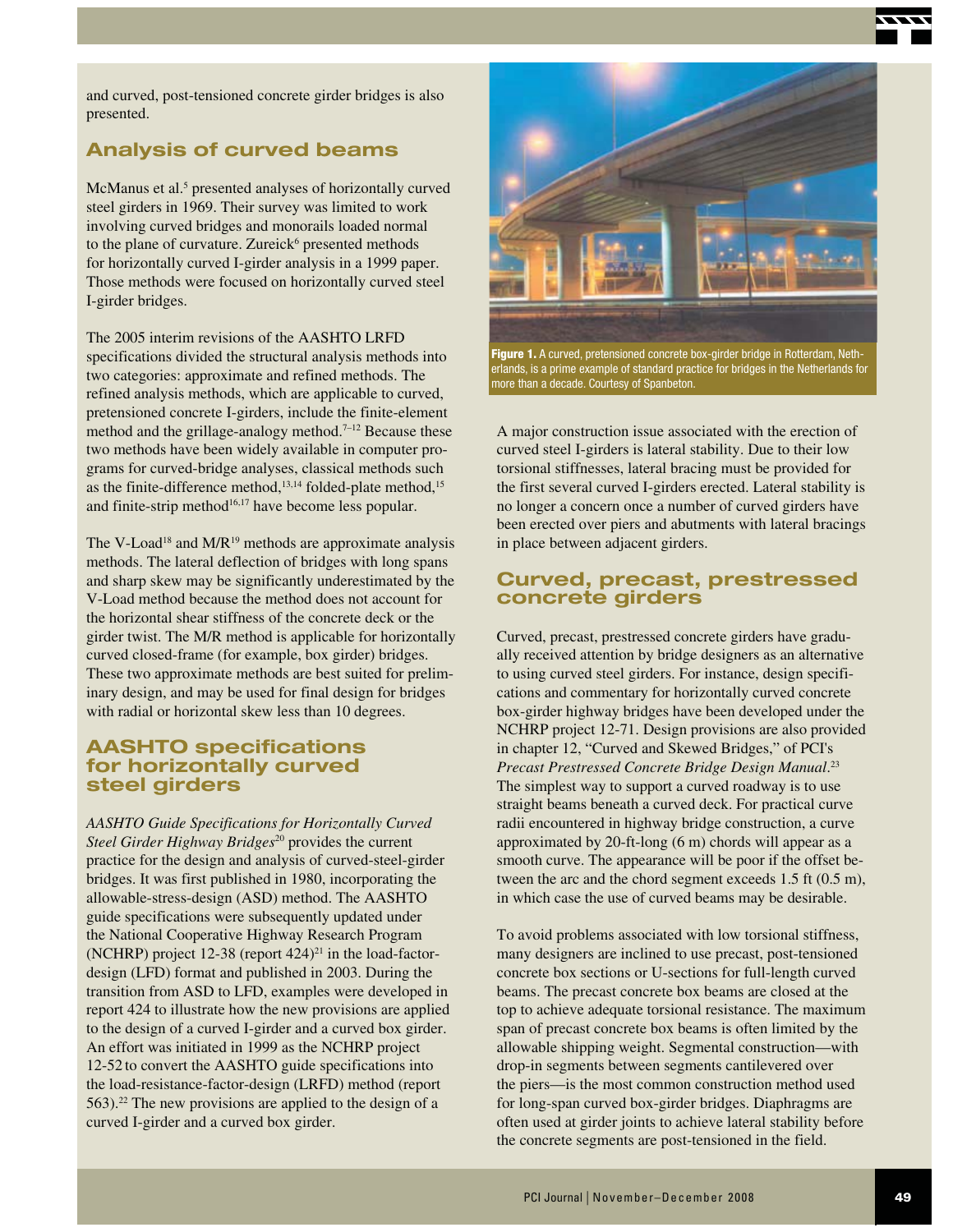and curved, post-tensioned concrete girder bridges is also presented.

## Analysis of curved beams

McManus et al.[5] presented analyses of horizontally curved steel girders in 1969. Their survey was limited to work involving curved bridges and monorails loaded normal to the plane of curvature. Zureick[6] presented methods for horizontally curved I-girder analysis in a 1999 paper. Those methods were focused on horizontally curved steel I-girder bridges.

The 2005 interim revisions of the AASHTO LRFD specifications divided the structural analysis methods into two categories: approximate and refined methods. The refined analysis methods, which are applicable to curved, pretensioned concrete I-girders, include the finite-element method and the grillage-analogy method.[7–12] Because these two methods have been widely available in computer programs for curved-bridge analyses, classical methods such as the finite-difference method,[13,14] folded-plate method,[15] and finite-strip method[16,17] have become less popular.

The V-Load[18] and M/R[19] methods are approximate analysis methods. The lateral deflection of bridges with long spans and sharp skew may be significantly underestimated by the V-Load method because the method does not account for the horizontal shear stiffness of the concrete deck or the girder twist. The M/R method is applicable for horizontally curved closed-frame (for example, box girder) bridges. These two approximate methods are best suited for preliminary design, and may be used for final design for bridges with radial or horizontal skew less than 10 degrees.

## AASHTO specifications for horizontally curved steel girders

*AASHTO Guide Specifications for Horizontally Curved Steel Girder Highway Bridges*[20] provides the current practice for the design and analysis of curved-steel-girder bridges. It was first published in 1980, incorporating the allowable-stress-design (ASD) method. The AASHTO guide specifications were subsequently updated under the National Cooperative Highway Research Program (NCHRP) project 12-38 (report 424)[21] in the load-factor-design (LFD) format and published in 2003. During the transition from ASD to LFD, examples were developed in report 424 to illustrate how the new provisions are applied to the design of a curved I-girder and a curved box girder. An effort was initiated in 1999 as the NCHRP project 12-52 to convert the AASHTO guide specifications into the load-resistance-factor-design (LRFD) method (report 563).[22] The new provisions are applied to the design of a curved I-girder and a curved box girder.

**Figure 1.** A curved, pretensioned concrete box-girder bridge in Rotterdam, Netherlands, is a prime example of standard practice for bridges in the Netherlands for more than a decade. Courtesy of Spanbeton.

A major construction issue associated with the erection of curved steel I-girders is lateral stability. Due to their low torsional stiffnesses, lateral bracing must be provided for the first several curved I-girders erected. Lateral stability is no longer a concern once a number of curved girders have been erected over piers and abutments with lateral bracings in place between adjacent girders.

## Curved, precast, prestressed concrete girders

Curved, precast, prestressed concrete girders have gradually received attention by bridge designers as an alternative to using curved steel girders. For instance, design specifications and commentary for horizontally curved concrete box-girder highway bridges have been developed under the NCHRP project 12-71. Design provisions are also provided in chapter 12, "Curved and Skewed Bridges," of PCI's *Precast Prestressed Concrete Bridge Design Manual*.[23] The simplest way to support a curved roadway is to use straight beams beneath a curved deck. For practical curve radii encountered in highway bridge construction, a curve approximated by 20-ft-long (6 m) chords will appear as a smooth curve. The appearance will be poor if the offset between the arc and the chord segment exceeds 1.5 ft (0.5 m), in which case the use of curved beams may be desirable.

To avoid problems associated with low torsional stiffness, many designers are inclined to use precast, post-tensioned concrete box sections or U-sections for full-length curved beams. The precast concrete box beams are closed at the top to achieve adequate torsional resistance. The maximum span of precast concrete box beams is often limited by the allowable shipping weight. Segmental construction—with drop-in segments between segments cantilevered over the piers—is the most common construction method used for long-span curved box-girder bridges. Diaphragms are often used at girder joints to achieve lateral stability before the concrete segments are post-tensioned in the field.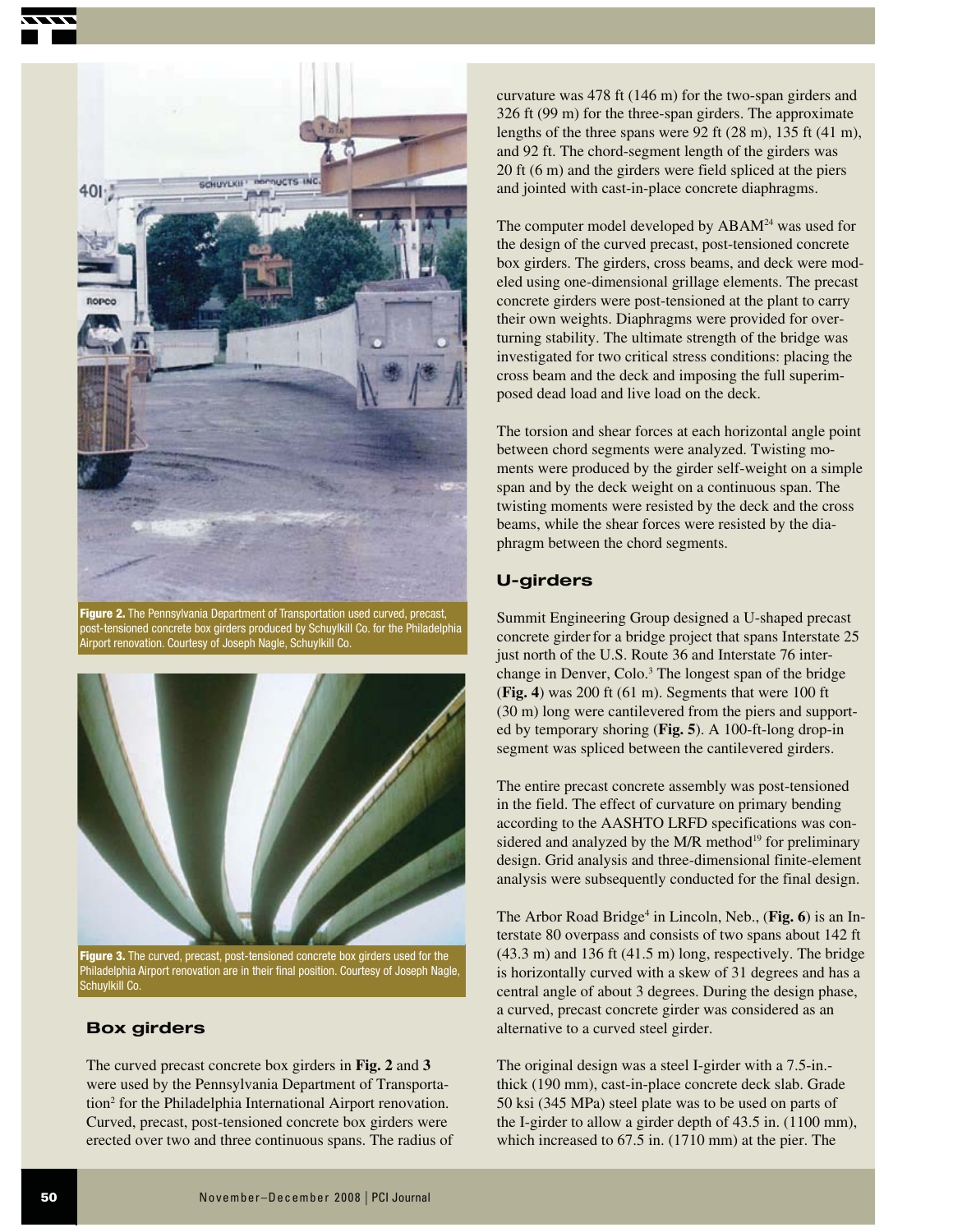Figure 2. The Pennsylvania Department of Transportation used curved, precast, post-tensioned concrete box girders produced by Schuylkill Co. for the Philadelphia Airport renovation. Courtesy of Joseph Nagle, Schuylkill Co.

Figure 3. The curved, precast, post-tensioned concrete box girders used for the Philadelphia Airport renovation are in their final position. Courtesy of Joseph Nagle, Schuylkill Co.

## Box girders

The curved precast concrete box girders in **Fig. 2** and **3** were used by the Pennsylvania Department of Transportation[2] for the Philadelphia International Airport renovation. Curved, precast, post-tensioned concrete box girders were erected over two and three continuous spans. The radius of curvature was 478 ft (146 m) for the two-span girders and 326 ft (99 m) for the three-span girders. The approximate lengths of the three spans were 92 ft (28 m), 135 ft (41 m), and 92 ft. The chord-segment length of the girders was 20 ft (6 m) and the girders were field spliced at the piers and jointed with cast-in-place concrete diaphragms.

The computer model developed by ABAM[24] was used for the design of the curved precast, post-tensioned concrete box girders. The girders, cross beams, and deck were modeled using one-dimensional grillage elements. The precast concrete girders were post-tensioned at the plant to carry their own weights. Diaphragms were provided for overturning stability. The ultimate strength of the bridge was investigated for two critical stress conditions: placing the cross beam and the deck and imposing the full superimposed dead load and live load on the deck.

The torsion and shear forces at each horizontal angle point between chord segments were analyzed. Twisting moments were produced by the girder self-weight on a simple span and by the deck weight on a continuous span. The twisting moments were resisted by the deck and the cross beams, while the shear forces were resisted by the diaphragm between the chord segments.

## U-girders

Summit Engineering Group designed a U-shaped precast concrete girder for a bridge project that spans Interstate 25 just north of the U.S. Route 36 and Interstate 76 interchange in Denver, Colo.[3] The longest span of the bridge (**Fig. 4**) was 200 ft (61 m). Segments that were 100 ft (30 m) long were cantilevered from the piers and supported by temporary shoring (**Fig. 5**). A 100-ft-long drop-in segment was spliced between the cantilevered girders.

The entire precast concrete assembly was post-tensioned in the field. The effect of curvature on primary bending according to the AASHTO LRFD specifications was considered and analyzed by the M/R method[19] for preliminary design. Grid analysis and three-dimensional finite-element analysis were subsequently conducted for the final design.

The Arbor Road Bridge[4] in Lincoln, Neb., (**Fig. 6**) is an Interstate 80 overpass and consists of two spans about 142 ft (43.3 m) and 136 ft (41.5 m) long, respectively. The bridge is horizontally curved with a skew of 31 degrees and has a central angle of about 3 degrees. During the design phase, a curved, precast concrete girder was considered as an alternative to a curved steel girder.

The original design was a steel I-girder with a 7.5-in.-thick (190 mm), cast-in-place concrete deck slab. Grade 50 ksi (345 MPa) steel plate was to be used on parts of the I-girder to allow a girder depth of 43.5 in. (1100 mm), which increased to 67.5 in. (1710 mm) at the pier. The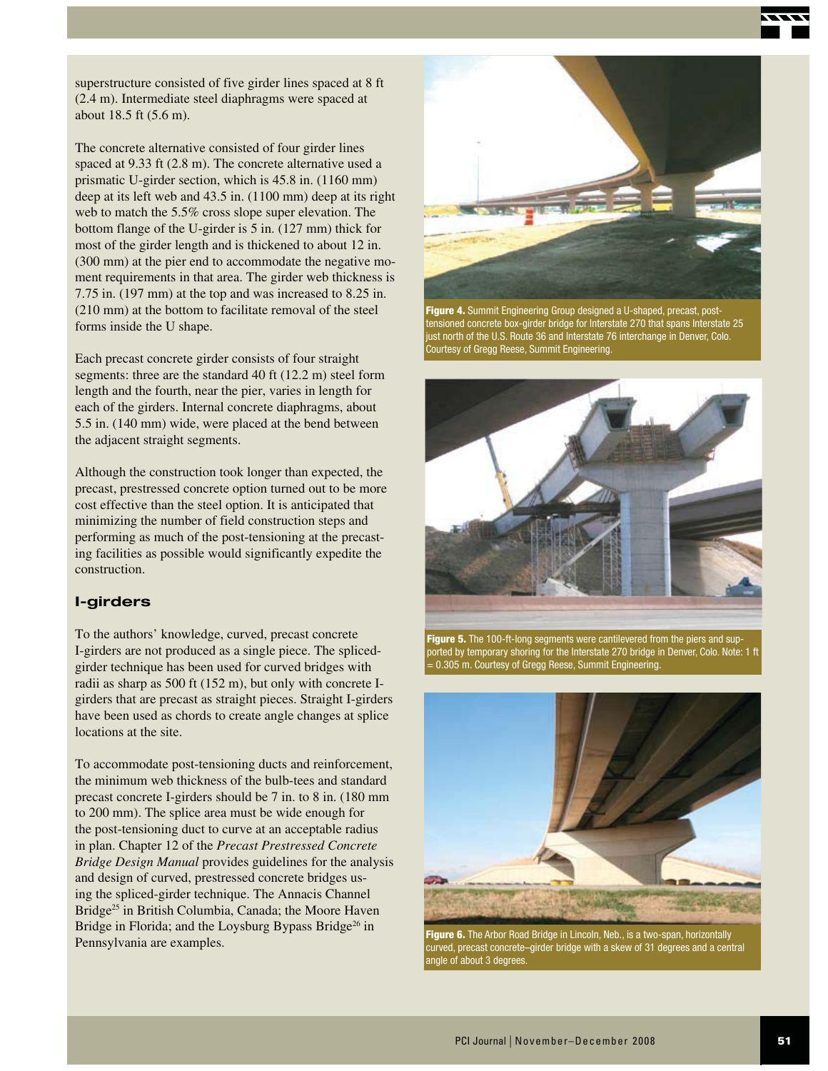superstructure consisted of five girder lines spaced at 8 ft (2.4 m). Intermediate steel diaphragms were spaced at about 18.5 ft (5.6 m).

The concrete alternative consisted of four girder lines spaced at 9.33 ft (2.8 m). The concrete alternative used a prismatic U-girder section, which is 45.8 in. (1160 mm) deep at its left web and 43.5 in. (1100 mm) deep at its right web to match the 5.5% cross slope super elevation. The bottom flange of the U-girder is 5 in. (127 mm) thick for most of the girder length and is thickened to about 12 in. (300 mm) at the pier end to accommodate the negative moment requirements in that area. The girder web thickness is 7.75 in. (197 mm) at the top and was increased to 8.25 in. (210 mm) at the bottom to facilitate removal of the steel forms inside the U shape.

Each precast concrete girder consists of four straight segments: three are the standard 40 ft (12.2 m) steel form length and the fourth, near the pier, varies in length for each of the girders. Internal concrete diaphragms, about 5.5 in. (140 mm) wide, were placed at the bend between the adjacent straight segments.

Although the construction took longer than expected, the precast, prestressed concrete option turned out to be more cost effective than the steel option. It is anticipated that minimizing the number of field construction steps and performing as much of the post-tensioning at the precasting facilities as possible would significantly expedite the construction.

## I-girders

To the authors' knowledge, curved, precast concrete I-girders are not produced as a single piece. The spliced-girder technique has been used for curved bridges with radii as sharp as 500 ft (152 m), but only with concrete I-girders that are precast as straight pieces. Straight I-girders have been used as chords to create angle changes at splice locations at the site.

To accommodate post-tensioning ducts and reinforcement, the minimum web thickness of the bulb-tees and standard precast concrete I-girders should be 7 in. to 8 in. (180 mm to 200 mm). The splice area must be wide enough for the post-tensioning duct to curve at an acceptable radius in plan. Chapter 12 of the *Precast Prestressed Concrete Bridge Design Manual* provides guidelines for the analysis and design of curved, prestressed concrete bridges using the spliced-girder technique. The Annacis Channel Bridge[25] in British Columbia, Canada; the Moore Haven Bridge in Florida; and the Loysburg Bypass Bridge[26] in Pennsylvania are examples.

**Figure 4.** Summit Engineering Group designed a U-shaped, precast, post-tensioned concrete box-girder bridge for Interstate 270 that spans Interstate 25 just north of the U.S. Route 36 and Interstate 76 interchange in Denver, Colo. Courtesy of Gregg Reese, Summit Engineering.

**Figure 5.** The 100-ft-long segments were cantilevered from the piers and supported by temporary shoring for the Interstate 270 bridge in Denver, Colo. Note: 1 ft = 0.305 m. Courtesy of Gregg Reese, Summit Engineering.

**Figure 6.** The Arbor Road Bridge in Lincoln, Neb., is a two-span, horizontally curved, precast concrete–girder bridge with a skew of 31 degrees and a central angle of about 3 degrees.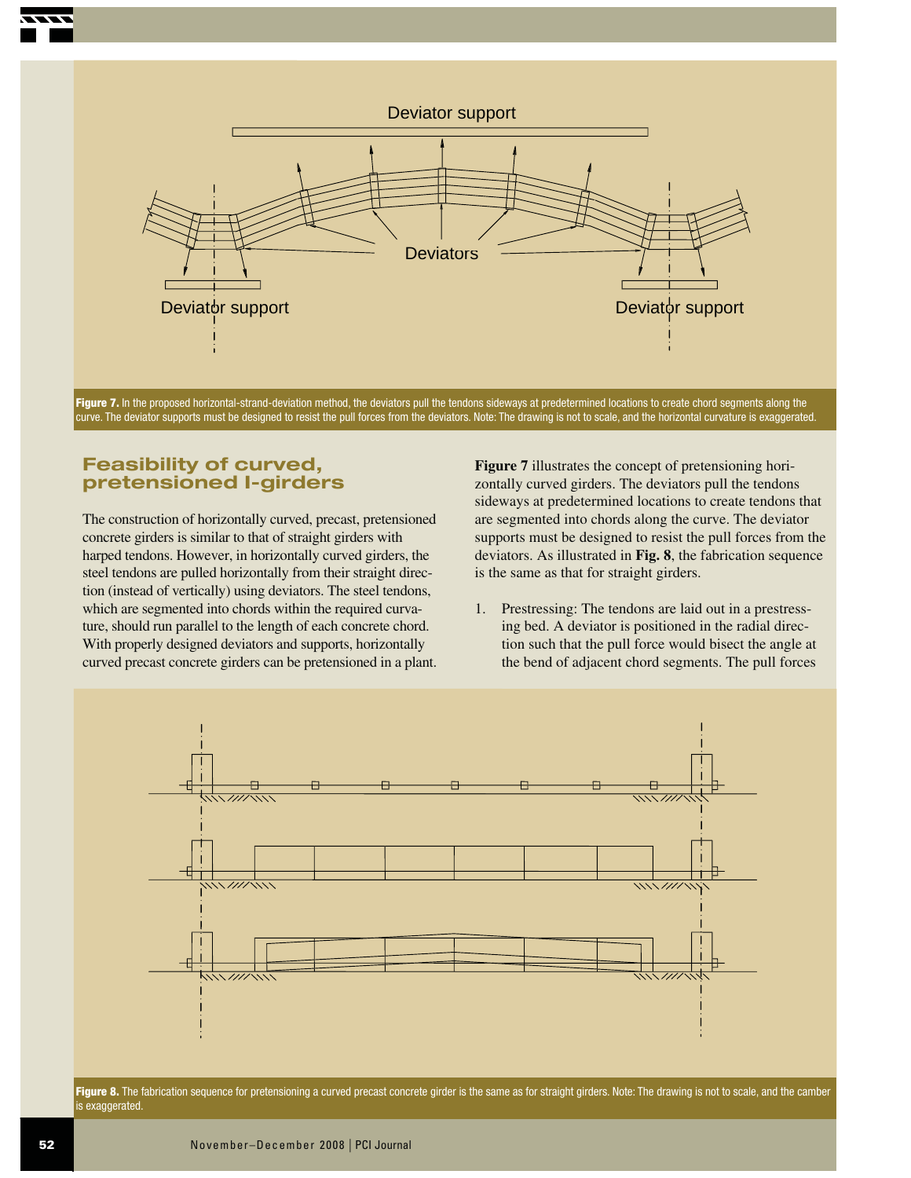Figure 7. In the proposed horizontal-strand-deviation method, the deviators pull the tendons sideways at predetermined locations to create chord segments along the curve. The deviator supports must be designed to resist the pull forces from the deviators. Note: The drawing is not to scale, and the horizontal curvature is exaggerated.

## Feasibility of curved, pretensioned I-girders

The construction of horizontally curved, precast, pretensioned concrete girders is similar to that of straight girders with harped tendons. However, in horizontally curved girders, the steel tendons are pulled horizontally from their straight direction (instead of vertically) using deviators. The steel tendons, which are segmented into chords within the required curvature, should run parallel to the length of each concrete chord. With properly designed deviators and supports, horizontally curved precast concrete girders can be pretensioned in a plant.

**Figure 7** illustrates the concept of pretensioning horizontally curved girders. The deviators pull the tendons sideways at predetermined locations to create tendons that are segmented into chords along the curve. The deviator supports must be designed to resist the pull forces from the deviators. As illustrated in **Fig. 8**, the fabrication sequence is the same as that for straight girders.

1. Prestressing: The tendons are laid out in a prestressing bed. A deviator is positioned in the radial direction such that the pull force would bisect the angle at the bend of adjacent chord segments. The pull forces

Figure 8. The fabrication sequence for pretensioning a curved precast concrete girder is the same as for straight girders. Note: The drawing is not to scale, and the camber is exaggerated.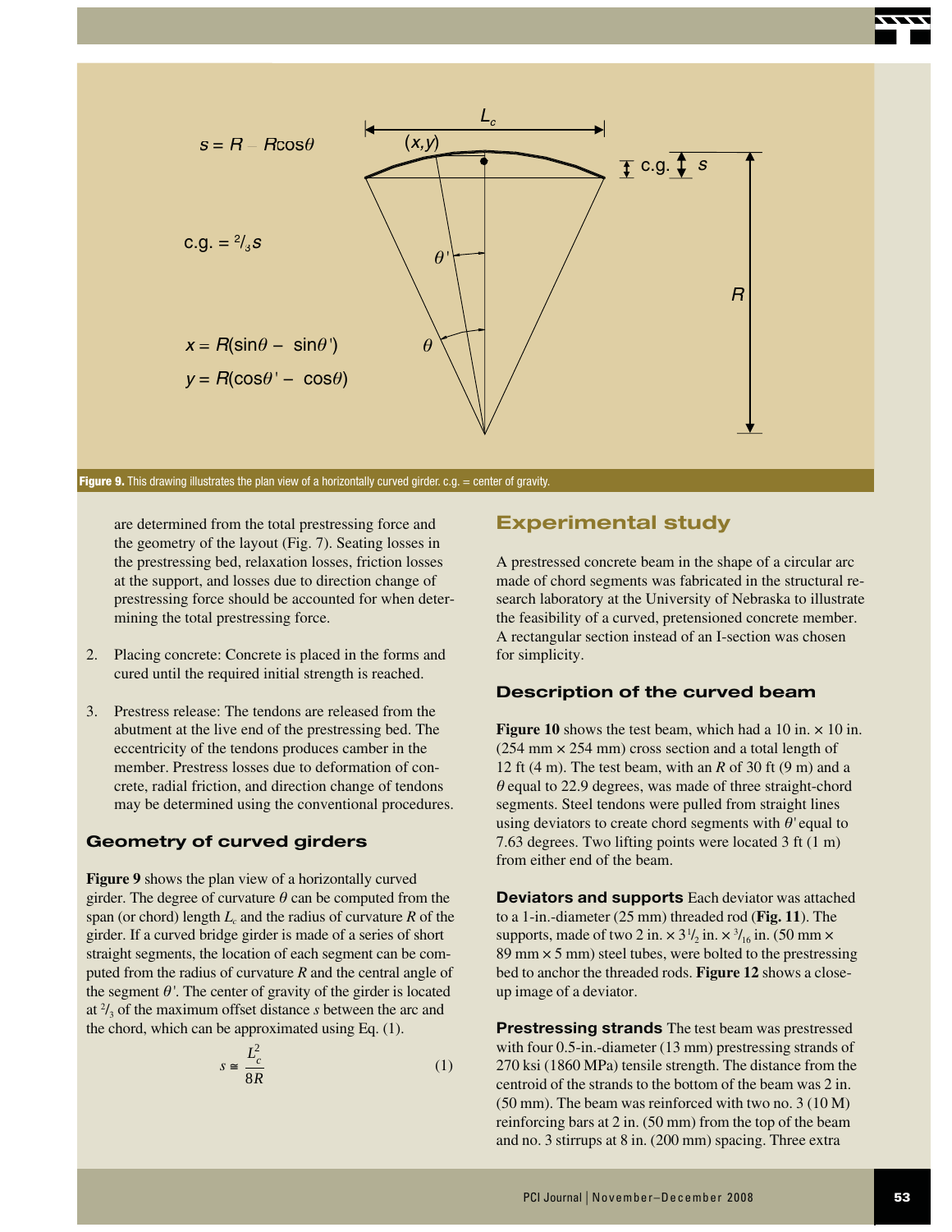Figure 9. This drawing illustrates the plan view of a horizontally curved girder. c.g. = center of gravity.

are determined from the total prestressing force and the geometry of the layout (Fig. 7). Seating losses in the prestressing bed, relaxation losses, friction losses at the support, and losses due to direction change of prestressing force should be accounted for when determining the total prestressing force.

2. Placing concrete: Concrete is placed in the forms and cured until the required initial strength is reached.

3. Prestress release: The tendons are released from the abutment at the live end of the prestressing bed. The eccentricity of the tendons produces camber in the member. Prestress losses due to deformation of concrete, radial friction, and direction change of tendons may be determined using the conventional procedures.

### Geometry of curved girders

**Figure 9** shows the plan view of a horizontally curved girder. The degree of curvature $\theta$ can be computed from the span (or chord) length $L_c$ and the radius of curvature $R$ of the girder. If a curved bridge girder is made of a series of short straight segments, the location of each segment can be computed from the radius of curvature $R$ and the central angle of the segment $\theta'$. The center of gravity of the girder is located at $^2/_3$ of the maximum offset distance $s$ between the arc and the chord, which can be approximated using Eq. (1).

$$s \cong \frac{L_c^2}{8R} \tag{1}$$

## Experimental study

A prestressed concrete beam in the shape of a circular arc made of chord segments was fabricated in the structural research laboratory at the University of Nebraska to illustrate the feasibility of a curved, pretensioned concrete member. A rectangular section instead of an I-section was chosen for simplicity.

### Description of the curved beam

**Figure 10** shows the test beam, which had a 10 in. × 10 in. (254 mm × 254 mm) cross section and a total length of 12 ft (4 m). The test beam, with an $R$ of 30 ft (9 m) and a $\theta$ equal to 22.9 degrees, was made of three straight-chord segments. Steel tendons were pulled from straight lines using deviators to create chord segments with $\theta'$ equal to 7.63 degrees. Two lifting points were located 3 ft (1 m) from either end of the beam.

**Deviators and supports** Each deviator was attached to a 1-in.-diameter (25 mm) threaded rod (**Fig. 11**). The supports, made of two 2 in. × 3½ in. × $^3/_{16}$ in. (50 mm × 89 mm × 5 mm) steel tubes, were bolted to the prestressing bed to anchor the threaded rods. **Figure 12** shows a close-up image of a deviator.

**Prestressing strands** The test beam was prestressed with four 0.5-in.-diameter (13 mm) prestressing strands of 270 ksi (1860 MPa) tensile strength. The distance from the centroid of the strands to the bottom of the beam was 2 in. (50 mm). The beam was reinforced with two no. 3 (10 M) reinforcing bars at 2 in. (50 mm) from the top of the beam and no. 3 stirrups at 8 in. (200 mm) spacing. Three extra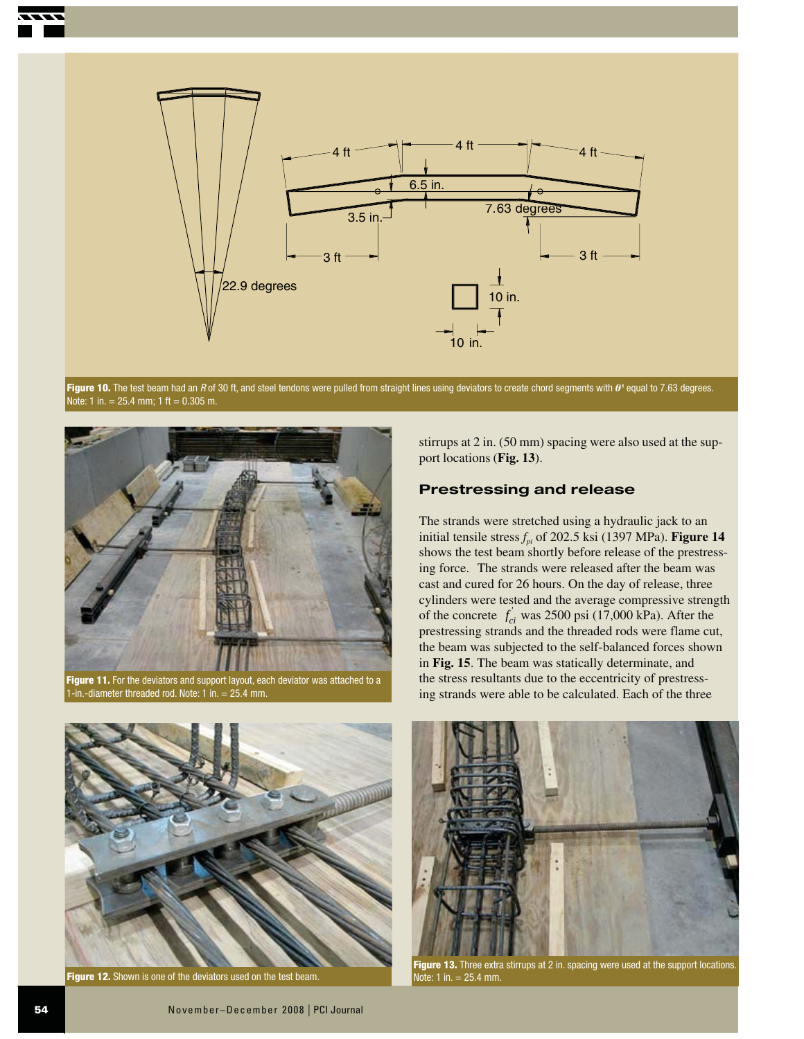**Figure 10.** The test beam had an $R$ of 30 ft, and steel tendons were pulled from straight lines using deviators to create chord segments with $\theta'$ equal to 7.63 degrees. Note: 1 in. = 25.4 mm; 1 ft = 0.305 m.

**Figure 11.** For the deviators and support layout, each deviator was attached to a 1-in.-diameter threaded rod. Note: 1 in. = 25.4 mm.

stirrups at 2 in. (50 mm) spacing were also used at the support locations (**Fig. 13**).

## Prestressing and release

The strands were stretched using a hydraulic jack to an initial tensile stress $f_{pi}$ of 202.5 ksi (1397 MPa). **Figure 14** shows the test beam shortly before release of the prestressing force. The strands were released after the beam was cast and cured for 26 hours. On the day of release, three cylinders were tested and the average compressive strength of the concrete $f'_{ci}$ was 2500 psi (17,000 kPa). After the prestressing strands and the threaded rods were flame cut, the beam was subjected to the self-balanced forces shown in **Fig. 15**. The beam was statically determinate, and the stress resultants due to the eccentricity of prestressing strands were able to be calculated. Each of the three

**Figure 12.** Shown is one of the deviators used on the test beam.

**Figure 13.** Three extra stirrups at 2 in. spacing were used at the support locations. Note: 1 in. = 25.4 mm.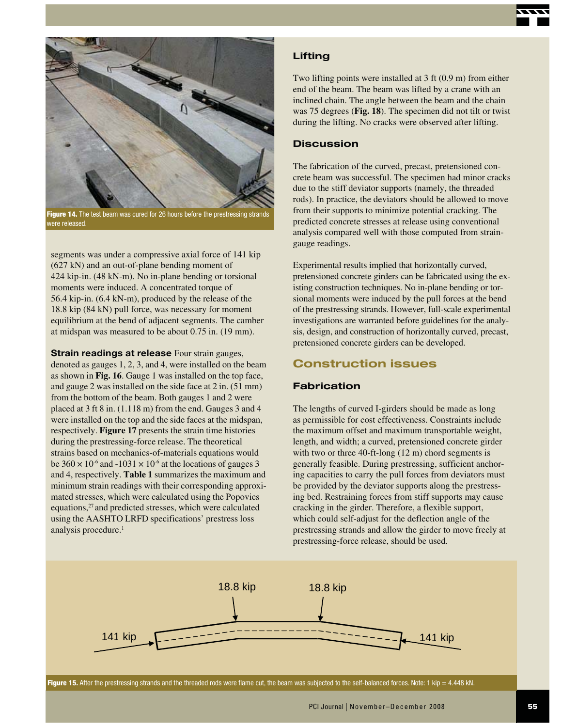Figure 14. The test beam was cured for 26 hours before the prestressing strands were released.

segments was under a compressive axial force of 141 kip (627 kN) and an out-of-plane bending moment of 424 kip-in. (48 kN-m). No in-plane bending or torsional moments were induced. A concentrated torque of 56.4 kip-in. (6.4 kN-m), produced by the release of the 18.8 kip (84 kN) pull force, was necessary for moment equilibrium at the bend of adjacent segments. The camber at midspan was measured to be about 0.75 in. (19 mm).

**Strain readings at release** Four strain gauges, denoted as gauges 1, 2, 3, and 4, were installed on the beam as shown in **Fig. 16**. Gauge 1 was installed on the top face, and gauge 2 was installed on the side face at 2 in. (51 mm) from the bottom of the beam. Both gauges 1 and 2 were placed at 3 ft 8 in. (1.118 m) from the end. Gauges 3 and 4 were installed on the top and the side faces at the midspan, respectively. **Figure 17** presents the strain time histories during the prestressing-force release. The theoretical strains based on mechanics-of-materials equations would be $360 \times 10^{-6}$ and $-1031 \times 10^{-6}$ at the locations of gauges 3 and 4, respectively. **Table 1** summarizes the maximum and minimum strain readings with their corresponding approximated stresses, which were calculated using the Popovics equations,[27] and predicted stresses, which were calculated using the AASHTO LRFD specifications' prestress loss analysis procedure.[1]

### Lifting

Two lifting points were installed at 3 ft (0.9 m) from either end of the beam. The beam was lifted by a crane with an inclined chain. The angle between the beam and the chain was 75 degrees (**Fig. 18**). The specimen did not tilt or twist during the lifting. No cracks were observed after lifting.

### Discussion

The fabrication of the curved, precast, pretensioned concrete beam was successful. The specimen had minor cracks due to the stiff deviator supports (namely, the threaded rods). In practice, the deviators should be allowed to move from their supports to minimize potential cracking. The predicted concrete stresses at release using conventional analysis compared well with those computed from strain-gauge readings.

Experimental results implied that horizontally curved, pretensioned concrete girders can be fabricated using the existing construction techniques. No in-plane bending or torsional moments were induced by the pull forces at the bend of the prestressing strands. However, full-scale experimental investigations are warranted before guidelines for the analysis, design, and construction of horizontally curved, precast, pretensioned concrete girders can be developed.

## Construction issues

### Fabrication

The lengths of curved I-girders should be made as long as permissible for cost effectiveness. Constraints include the maximum offset and maximum transportable weight, length, and width; a curved, pretensioned concrete girder with two or three 40-ft-long (12 m) chord segments is generally feasible. During prestressing, sufficient anchoring capacities to carry the pull forces from deviators must be provided by the deviator supports along the prestressing bed. Restraining forces from stiff supports may cause cracking in the girder. Therefore, a flexible support, which could self-adjust for the deflection angle of the prestressing strands and allow the girder to move freely at prestressing-force release, should be used.

18.8 kip 18.8 kip 141 kip 141 kip

Figure 15. After the prestressing strands and the threaded rods were flame cut, the beam was subjected to the self-balanced forces. Note: 1 kip = 4.448 kN.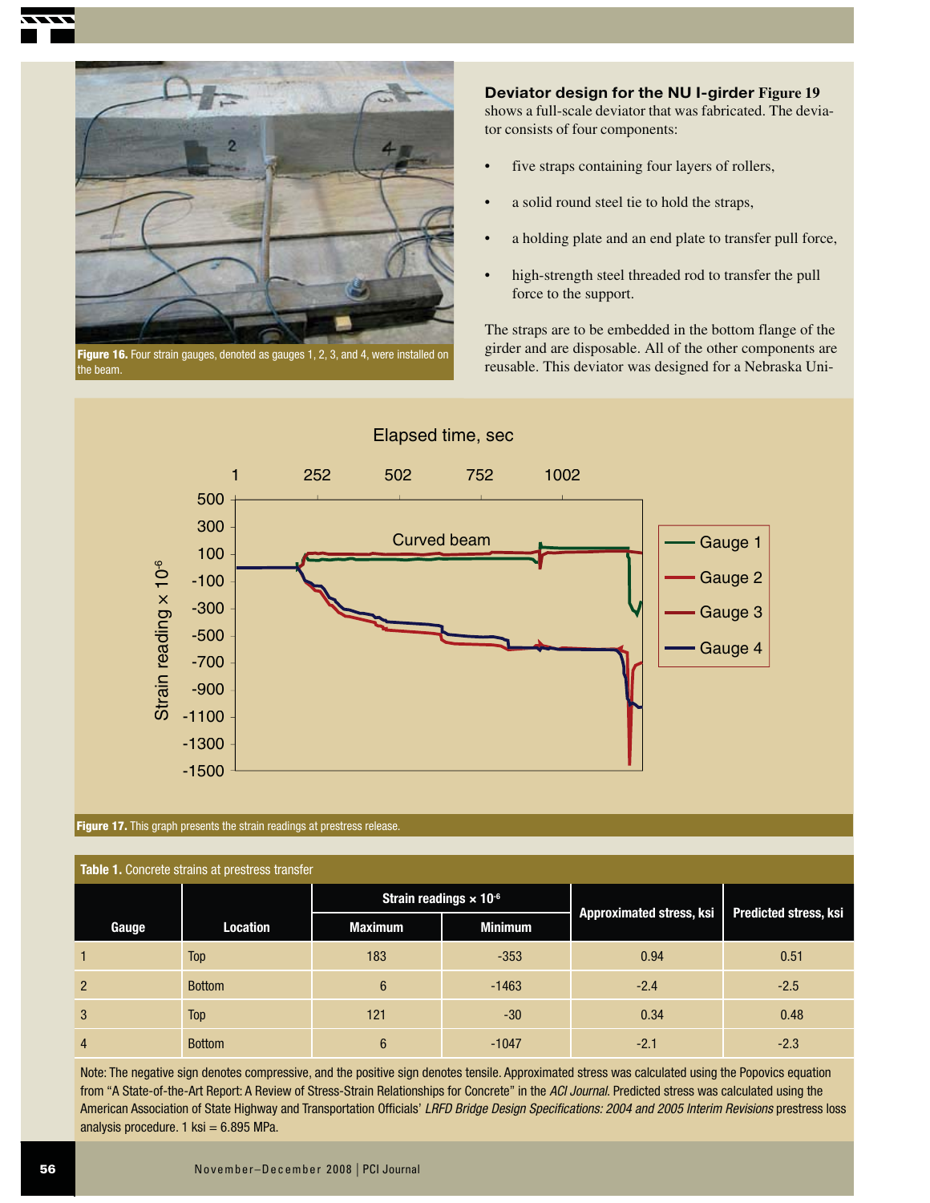Figure 16. Four strain gauges, denoted as gauges 1, 2, 3, and 4, were installed on the beam.

**Deviator design for the NU I-girder** Figure 19 shows a full-scale deviator that was fabricated. The deviator consists of four components:

- five straps containing four layers of rollers,
- a solid round steel tie to hold the straps,
- a holding plate and an end plate to transfer pull force,
- high-strength steel threaded rod to transfer the pull force to the support.

The straps are to be embedded in the bottom flange of the girder and are disposable. All of the other components are reusable. This deviator was designed for a Nebraska Uni-

Figure 17. This graph presents the strain readings at prestress release.

Table 1. Concrete strains at prestress transfer

| Gauge | Location | Strain readings × $10^{-6}$ | | Approximated stress, ksi | Predicted stress, ksi |
|---|---|---|---|---|---|
| | | Maximum | Minimum | | |
| 1 | Top | 183 | -353 | 0.94 | 0.51 |
| 2 | Bottom | 6 | -1463 | -2.4 | -2.5 |
| 3 | Top | 121 | -30 | 0.34 | 0.48 |
| 4 | Bottom | 6 | -1047 | -2.1 | -2.3 |

Note: The negative sign denotes compressive, and the positive sign denotes tensile. Approximated stress was calculated using the Popovics equation from "A State-of-the-Art Report: A Review of Stress-Strain Relationships for Concrete" in the *ACI Journal*. Predicted stress was calculated using the American Association of State Highway and Transportation Officials' *LRFD Bridge Design Specifications: 2004 and 2005 Interim Revisions* prestress loss analysis procedure. 1 ksi = 6.895 MPa.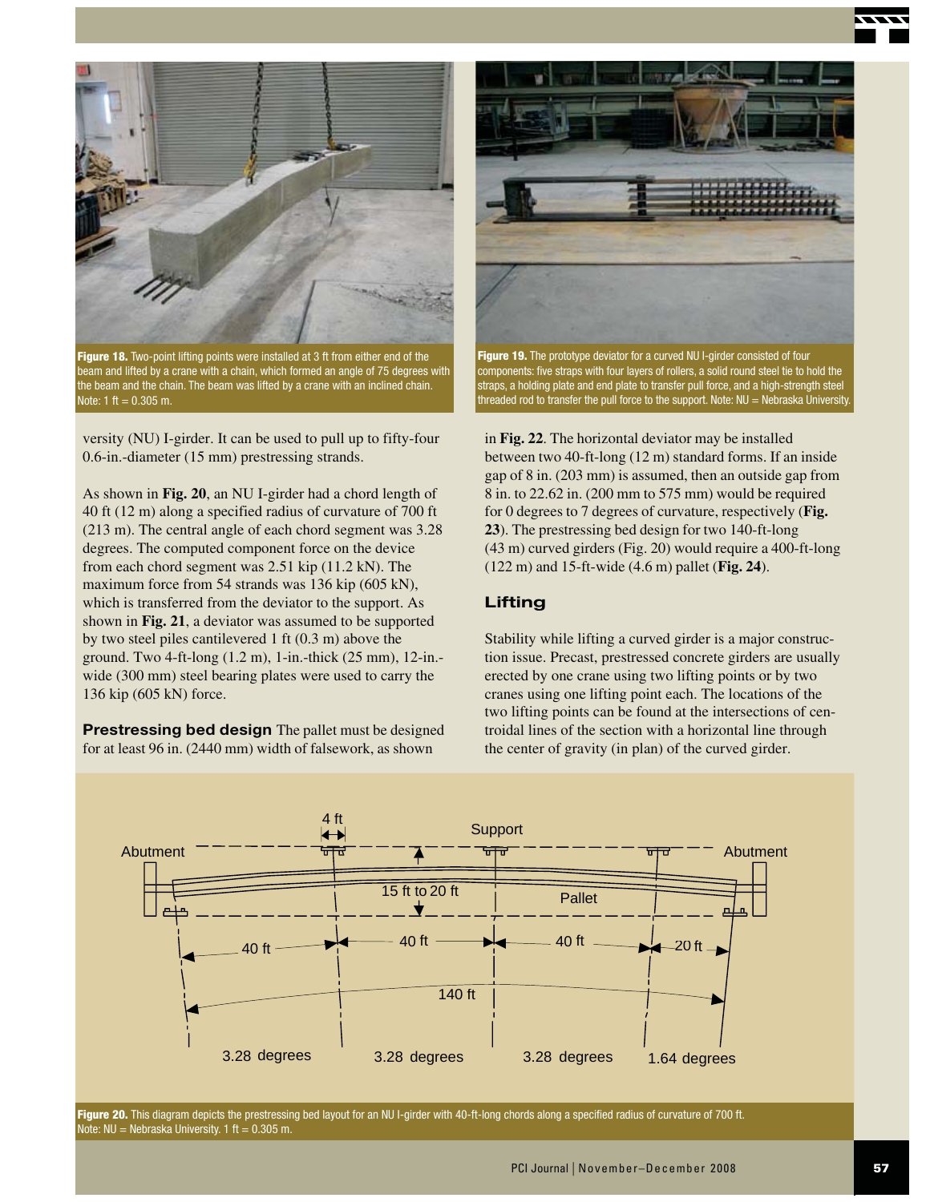Figure 18. Two-point lifting points were installed at 3 ft from either end of the beam and lifted by a crane with a chain, which formed an angle of 75 degrees with the beam and the chain. The beam was lifted by a crane with an inclined chain. Note: 1 ft = 0.305 m.

Figure 19. The prototype deviator for a curved NU I-girder consisted of four components: five straps with four layers of rollers, a solid round steel tie to hold the straps, a holding plate and end plate to transfer pull force, and a high-strength steel threaded rod to transfer the pull force to the support. Note: NU = Nebraska University.

versity (NU) I-girder. It can be used to pull up to fifty-four 0.6-in.-diameter (15 mm) prestressing strands.

As shown in **Fig. 20**, an NU I-girder had a chord length of 40 ft (12 m) along a specified radius of curvature of 700 ft (213 m). The central angle of each chord segment was 3.28 degrees. The computed component force on the device from each chord segment was 2.51 kip (11.2 kN). The maximum force from 54 strands was 136 kip (605 kN), which is transferred from the deviator to the support. As shown in **Fig. 21**, a deviator was assumed to be supported by two steel piles cantilevered 1 ft (0.3 m) above the ground. Two 4-ft-long (1.2 m), 1-in.-thick (25 mm), 12-in.-wide (300 mm) steel bearing plates were used to carry the 136 kip (605 kN) force.

**Prestressing bed design** The pallet must be designed for at least 96 in. (2440 mm) width of falsework, as shown in **Fig. 22**. The horizontal deviator may be installed between two 40-ft-long (12 m) standard forms. If an inside gap of 8 in. (203 mm) is assumed, then an outside gap from 8 in. to 22.62 in. (200 mm to 575 mm) would be required for 0 degrees to 7 degrees of curvature, respectively (**Fig. 23**). The prestressing bed design for two 140-ft-long (43 m) curved girders (Fig. 20) would require a 400-ft-long (122 m) and 15-ft-wide (4.6 m) pallet (**Fig. 24**).

## Lifting

Stability while lifting a curved girder is a major construction issue. Precast, prestressed concrete girders are usually erected by one crane using two lifting points or by two cranes using one lifting point each. The locations of the two lifting points can be found at the intersections of centroidal lines of the section with a horizontal line through the center of gravity (in plan) of the curved girder.

Figure 20. This diagram depicts the prestressing bed layout for an NU I-girder with 40-ft-long chords along a specified radius of curvature of 700 ft. Note: NU = Nebraska University. 1 ft = 0.305 m.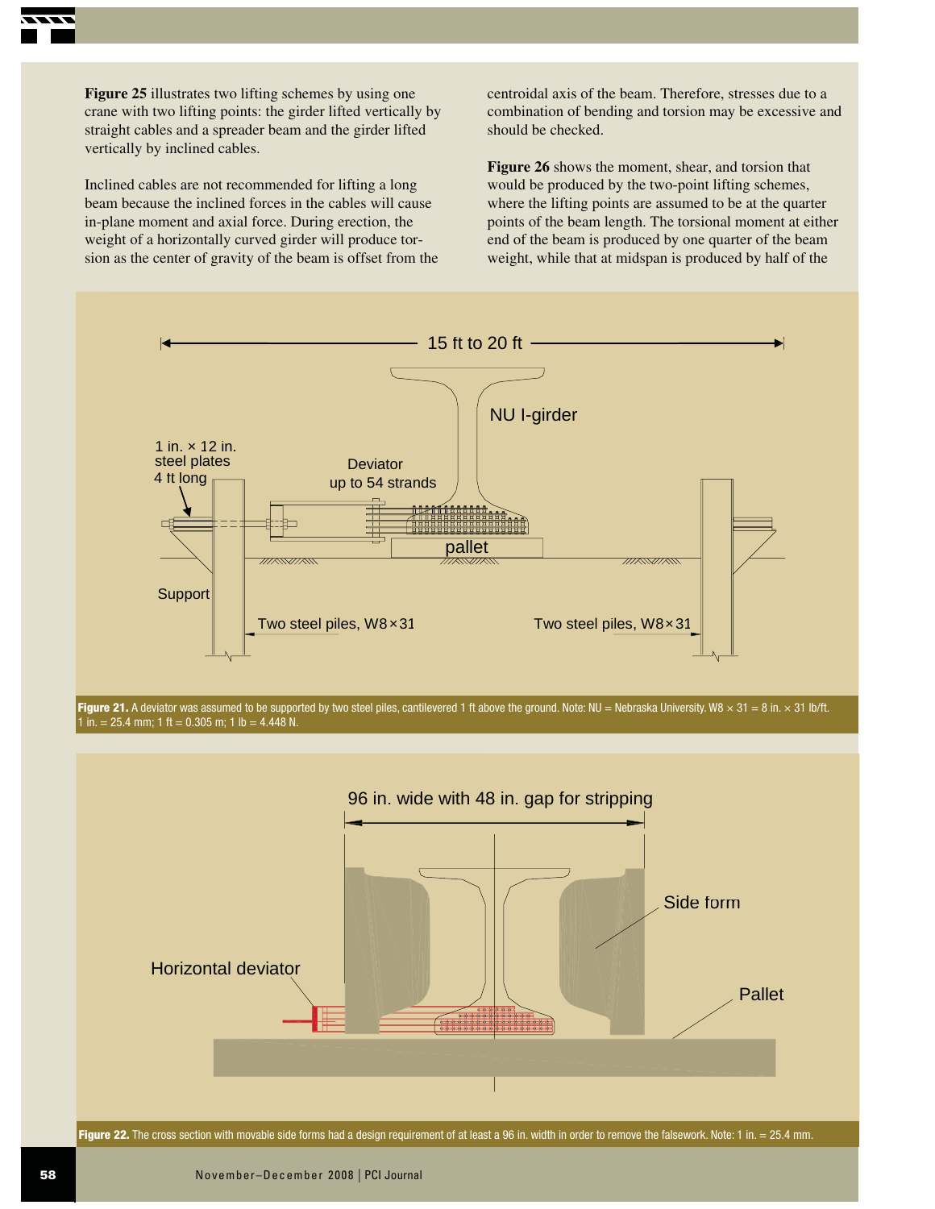**Figure 25** illustrates two lifting schemes by using one crane with two lifting points: the girder lifted vertically by straight cables and a spreader beam and the girder lifted vertically by inclined cables.

Inclined cables are not recommended for lifting a long beam because the inclined forces in the cables will cause in-plane moment and axial force. During erection, the weight of a horizontally curved girder will produce torsion as the center of gravity of the beam is offset from the centroidal axis of the beam. Therefore, stresses due to a combination of bending and torsion may be excessive and should be checked.

**Figure 26** shows the moment, shear, and torsion that would be produced by the two-point lifting schemes, where the lifting points are assumed to be at the quarter points of the beam length. The torsional moment at either end of the beam is produced by one quarter of the beam weight, while that at midspan is produced by half of the

**Figure 21.** A deviator was assumed to be supported by two steel piles, cantilevered 1 ft above the ground. Note: NU = Nebraska University. W8 × 31 = 8 in. × 31 lb/ft. 1 in. = 25.4 mm; 1 ft = 0.305 m; 1 lb = 4.448 N.

**Figure 22.** The cross section with movable side forms had a design requirement of at least a 96 in. width in order to remove the falsework. Note: 1 in. = 25.4 mm.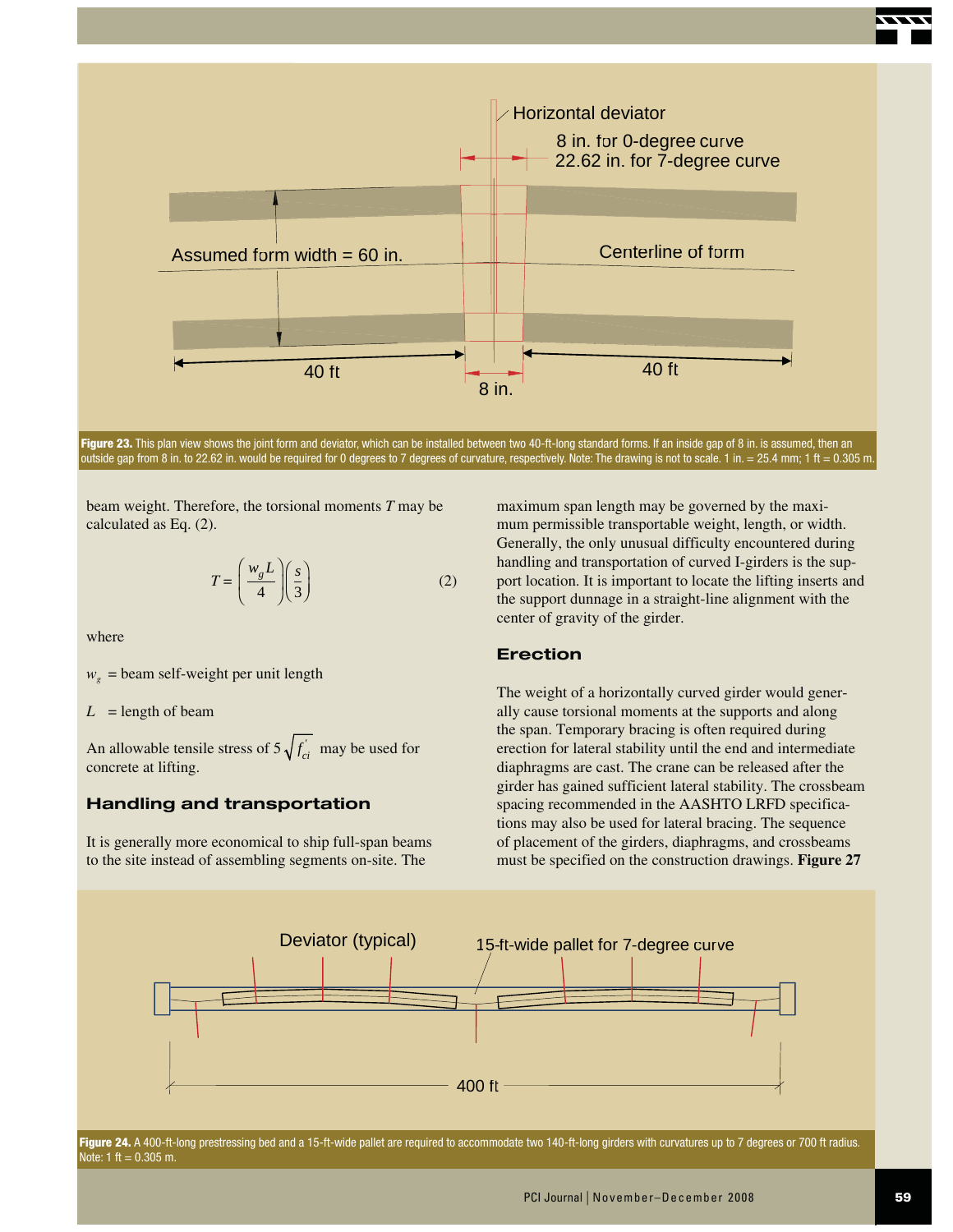Figure 23. This plan view shows the joint form and deviator, which can be installed between two 40-ft-long standard forms. If an inside gap of 8 in. is assumed, then an outside gap from 8 in. to 22.62 in. would be required for 0 degrees to 7 degrees of curvature, respectively. Note: The drawing is not to scale. 1 in. = 25.4 mm; 1 ft = 0.305 m.

beam weight. Therefore, the torsional moments $T$ may be calculated as Eq. (2).

$$T = \left(\frac{w_g L}{4}\right)\left(\frac{s}{3}\right) \tag{2}$$

where

$w_g$ = beam self-weight per unit length

$L$ = length of beam

An allowable tensile stress of $5\sqrt{f'_{ci}}$ may be used for concrete at lifting.

## Handling and transportation

It is generally more economical to ship full-span beams to the site instead of assembling segments on-site. The maximum span length may be governed by the maximum permissible transportable weight, length, or width. Generally, the only unusual difficulty encountered during handling and transportation of curved I-girders is the support location. It is important to locate the lifting inserts and the support dunnage in a straight-line alignment with the center of gravity of the girder.

## Erection

The weight of a horizontally curved girder would generally cause torsional moments at the supports and along the span. Temporary bracing is often required during erection for lateral stability until the end and intermediate diaphragms are cast. The crane can be released after the girder has gained sufficient lateral stability. The crossbeam spacing recommended in the AASHTO LRFD specifications may also be used for lateral bracing. The sequence of placement of the girders, diaphragms, and crossbeams must be specified on the construction drawings. **Figure 27**

Figure 24. A 400-ft-long prestressing bed and a 15-ft-wide pallet are required to accommodate two 140-ft-long girders with curvatures up to 7 degrees or 700 ft radius. Note: 1 ft = 0.305 m.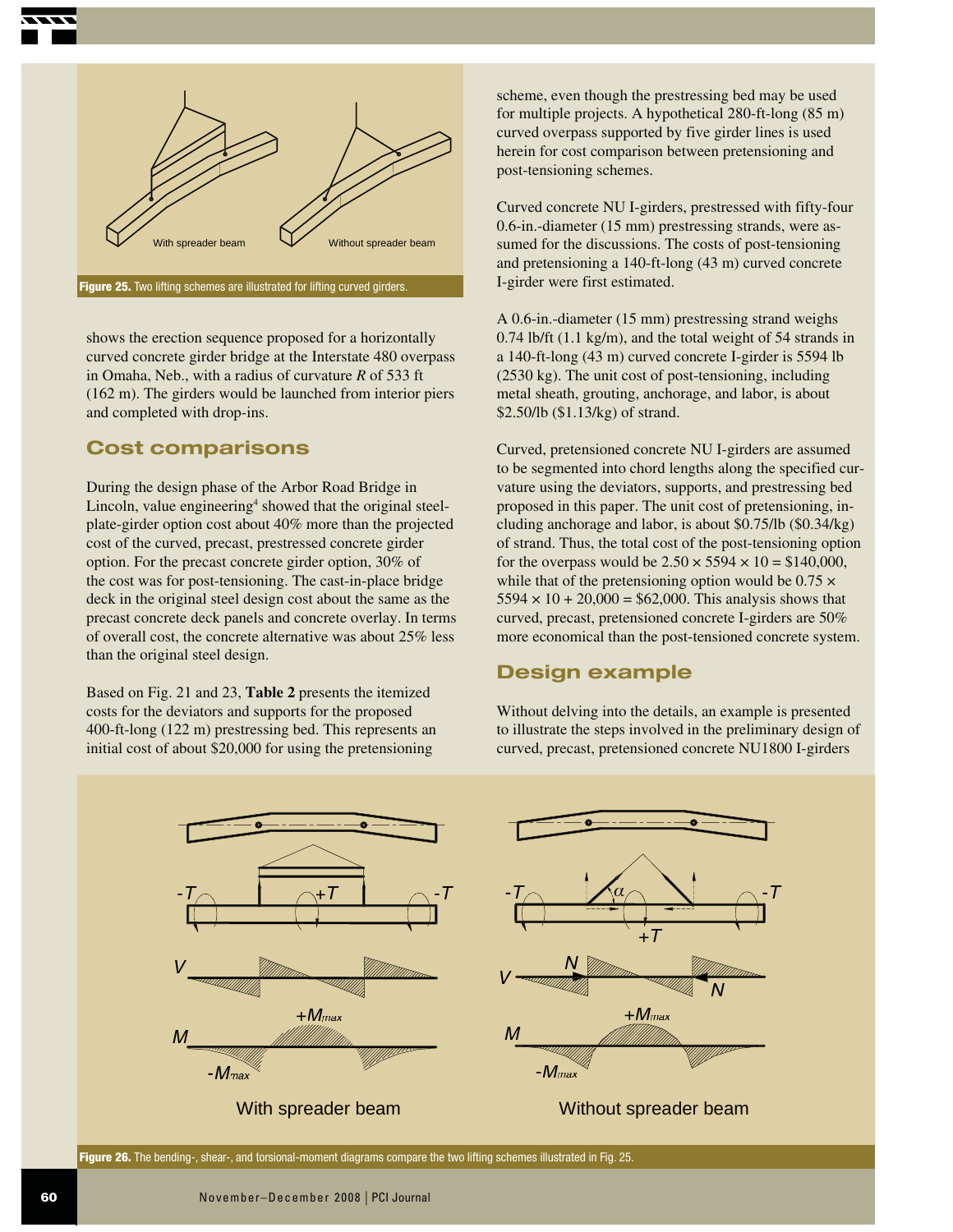Figure 25. Two lifting schemes are illustrated for lifting curved girders.

shows the erection sequence proposed for a horizontally curved concrete girder bridge at the Interstate 480 overpass in Omaha, Neb., with a radius of curvature $R$ of 533 ft (162 m). The girders would be launched from interior piers and completed with drop-ins.

## Cost comparisons

During the design phase of the Arbor Road Bridge in Lincoln, value engineering[4] showed that the original steel-plate-girder option cost about 40% more than the projected cost of the curved, precast, prestressed concrete girder option. For the precast concrete girder option, 30% of the cost was for post-tensioning. The cast-in-place bridge deck in the original steel design cost about the same as the precast concrete deck panels and concrete overlay. In terms of overall cost, the concrete alternative was about 25% less than the original steel design.

Based on Fig. 21 and 23, **Table 2** presents the itemized costs for the deviators and supports for the proposed 400-ft-long (122 m) prestressing bed. This represents an initial cost of about \$20,000 for using the pretensioning scheme, even though the prestressing bed may be used for multiple projects. A hypothetical 280-ft-long (85 m) curved overpass supported by five girder lines is used herein for cost comparison between pretensioning and post-tensioning schemes.

Curved concrete NU I-girders, prestressed with fifty-four 0.6-in.-diameter (15 mm) prestressing strands, were assumed for the discussions. The costs of post-tensioning and pretensioning a 140-ft-long (43 m) curved concrete I-girder were first estimated.

A 0.6-in.-diameter (15 mm) prestressing strand weighs 0.74 lb/ft (1.1 kg/m), and the total weight of 54 strands in a 140-ft-long (43 m) curved concrete I-girder is 5594 lb (2530 kg). The unit cost of post-tensioning, including metal sheath, grouting, anchorage, and labor, is about \$2.50/lb (\$1.13/kg) of strand.

Curved, pretensioned concrete NU I-girders are assumed to be segmented into chord lengths along the specified curvature using the deviators, supports, and prestressing bed proposed in this paper. The unit cost of pretensioning, including anchorage and labor, is about \$0.75/lb (\$0.34/kg) of strand. Thus, the total cost of the post-tensioning option for the overpass would be $2.50 \times 5594 \times 10 = \$140{,}000$, while that of the pretensioning option would be $0.75 \times 5594 \times 10 + 20{,}000 = \$62{,}000$. This analysis shows that curved, precast, pretensioned concrete I-girders are 50% more economical than the post-tensioned concrete system.

## Design example

Without delving into the details, an example is presented to illustrate the steps involved in the preliminary design of curved, precast, pretensioned concrete NU1800 I-girders

Figure 26. The bending-, shear-, and torsional-moment diagrams compare the two lifting schemes illustrated in Fig. 25.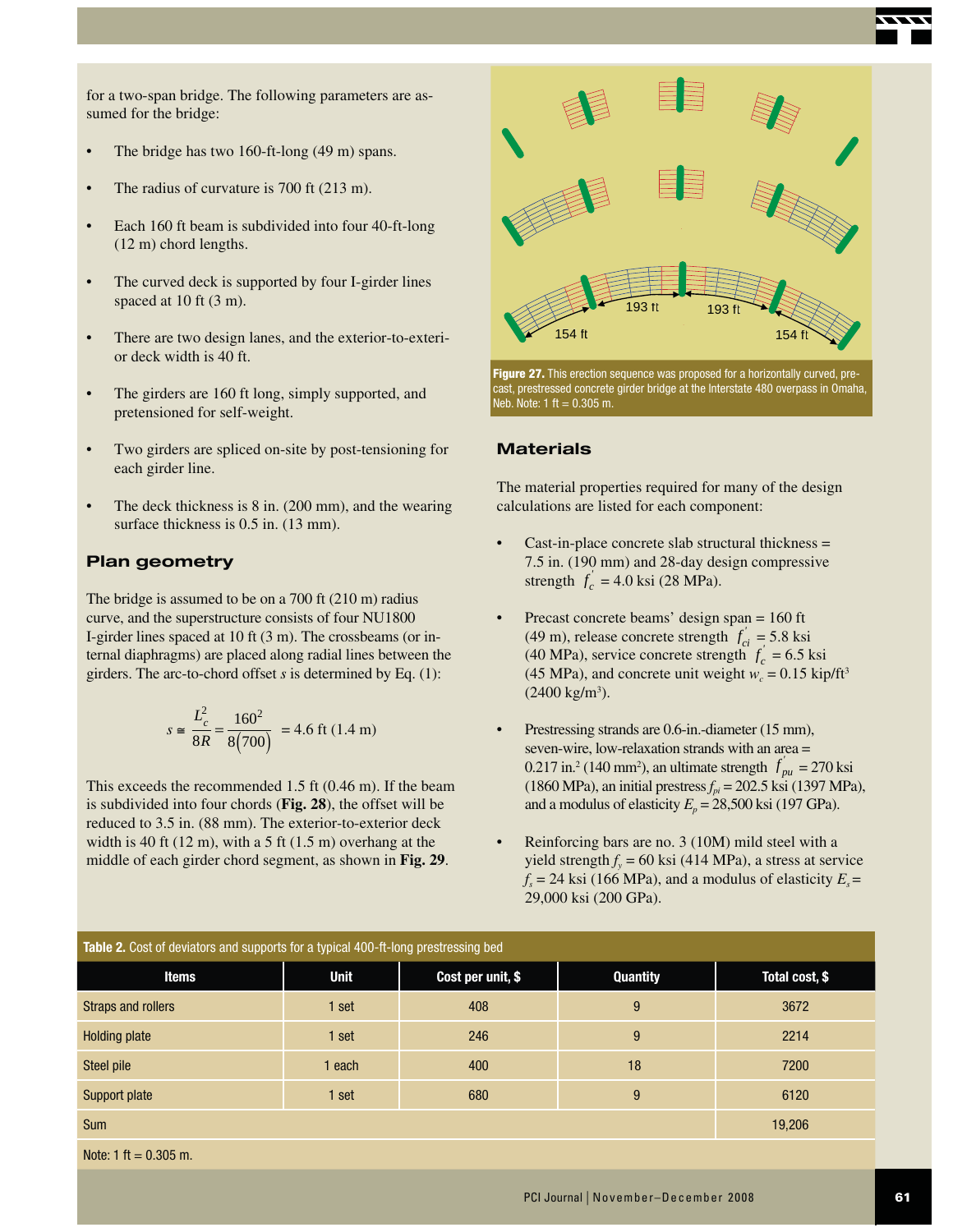for a two-span bridge. The following parameters are assumed for the bridge:

- The bridge has two 160-ft-long (49 m) spans.
- The radius of curvature is 700 ft (213 m).
- Each 160 ft beam is subdivided into four 40-ft-long (12 m) chord lengths.
- The curved deck is supported by four I-girder lines spaced at 10 ft (3 m).
- There are two design lanes, and the exterior-to-exterior deck width is 40 ft.
- The girders are 160 ft long, simply supported, and pretensioned for self-weight.
- Two girders are spliced on-site by post-tensioning for each girder line.
- The deck thickness is 8 in. (200 mm), and the wearing surface thickness is 0.5 in. (13 mm).

## Plan geometry

The bridge is assumed to be on a 700 ft (210 m) radius curve, and the superstructure consists of four NU1800 I-girder lines spaced at 10 ft (3 m). The crossbeams (or internal diaphragms) are placed along radial lines between the girders. The arc-to-chord offset $s$ is determined by Eq. (1):

$$s \cong \frac{L_c^2}{8R} = \frac{160^2}{8(700)} = 4.6 \text{ ft } (1.4 \text{ m})$$

This exceeds the recommended 1.5 ft (0.46 m). If the beam is subdivided into four chords (**Fig. 28**), the offset will be reduced to 3.5 in. (88 mm). The exterior-to-exterior deck width is 40 ft (12 m), with a 5 ft (1.5 m) overhang at the middle of each girder chord segment, as shown in **Fig. 29**.

**Figure 27.** This erection sequence was proposed for a horizontally curved, precast, prestressed concrete girder bridge at the Interstate 480 overpass in Omaha, Neb. Note: 1 ft = 0.305 m.

## Materials

The material properties required for many of the design calculations are listed for each component:

- Cast-in-place concrete slab structural thickness = 7.5 in. (190 mm) and 28-day design compressive strength $f_c' = 4.0$ ksi (28 MPa).
- Precast concrete beams' design span = 160 ft (49 m), release concrete strength $f_{ci}' = 5.8$ ksi (40 MPa), service concrete strength $f_c' = 6.5$ ksi (45 MPa), and concrete unit weight $w_c = 0.15$ kip/ft$^3$ (2400 kg/m$^3$).
- Prestressing strands are 0.6-in.-diameter (15 mm), seven-wire, low-relaxation strands with an area = 0.217 in.$^2$ (140 mm$^2$), an ultimate strength $f_{pu}' = 270$ ksi (1860 MPa), an initial prestress $f_{pi} = 202.5$ ksi (1397 MPa), and a modulus of elasticity $E_p = 28{,}500$ ksi (197 GPa).
- Reinforcing bars are no. 3 (10M) mild steel with a yield strength $f_y = 60$ ksi (414 MPa), a stress at service $f_s = 24$ ksi (166 MPa), and a modulus of elasticity $E_s = 29{,}000$ ksi (200 GPa).

**Table 2.** Cost of deviators and supports for a typical 400-ft-long prestressing bed

| Items | Unit | Cost per unit, $ | Quantity | Total cost, $ |
|---|---|---|---|---|
| Straps and rollers | 1 set | 408 | 9 | 3672 |
| Holding plate | 1 set | 246 | 9 | 2214 |
| Steel pile | 1 each | 400 | 18 | 7200 |
| Support plate | 1 set | 680 | 9 | 6120 |
| Sum | | | | 19,206 |

Note: 1 ft = 0.305 m.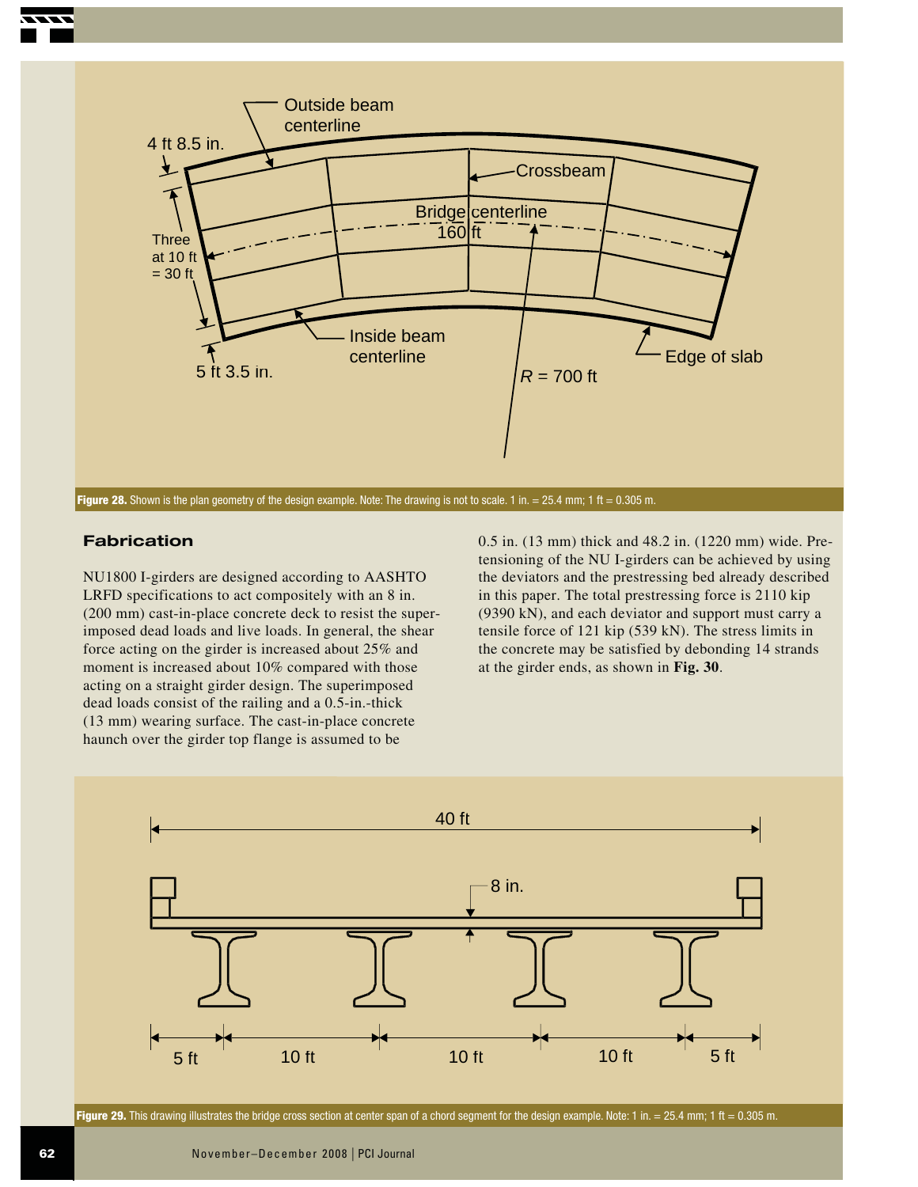Figure 28. Shown is the plan geometry of the design example. Note: The drawing is not to scale. 1 in. = 25.4 mm; 1 ft = 0.305 m.

### Fabrication

NU1800 I-girders are designed according to AASHTO LRFD specifications to act compositely with an 8 in. (200 mm) cast-in-place concrete deck to resist the superimposed dead loads and live loads. In general, the shear force acting on the girder is increased about 25% and moment is increased about 10% compared with those acting on a straight girder design. The superimposed dead loads consist of the railing and a 0.5-in.-thick (13 mm) wearing surface. The cast-in-place concrete haunch over the girder top flange is assumed to be 0.5 in. (13 mm) thick and 48.2 in. (1220 mm) wide. Pretensioning of the NU I-girders can be achieved by using the deviators and the prestressing bed already described in this paper. The total prestressing force is 2110 kip (9390 kN), and each deviator and support must carry a tensile force of 121 kip (539 kN). The stress limits in the concrete may be satisfied by debonding 14 strands at the girder ends, as shown in **Fig. 30**.

Figure 29. This drawing illustrates the bridge cross section at center span of a chord segment for the design example. Note: 1 in. = 25.4 mm; 1 ft = 0.305 m.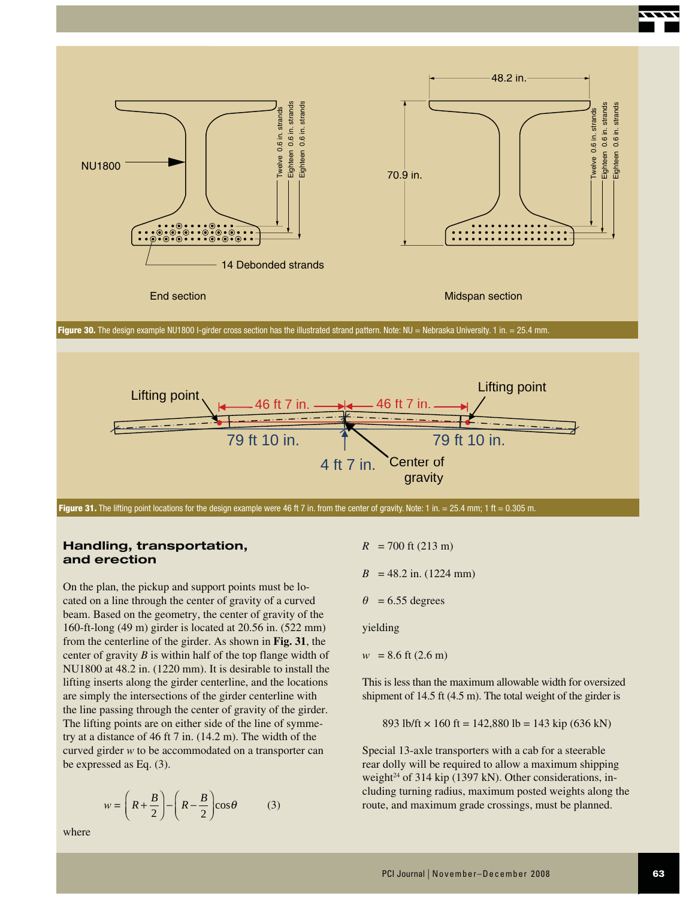Figure 30. The design example NU1800 I-girder cross section has the illustrated strand pattern. Note: NU = Nebraska University. 1 in. = 25.4 mm.

Figure 31. The lifting point locations for the design example were 46 ft 7 in. from the center of gravity. Note: 1 in. = 25.4 mm; 1 ft = 0.305 m.

## Handling, transportation, and erection

On the plan, the pickup and support points must be located on a line through the center of gravity of a curved beam. Based on the geometry, the center of gravity of the 160-ft-long (49 m) girder is located at 20.56 in. (522 mm) from the centerline of the girder. As shown in **Fig. 31**, the center of gravity $B$ is within half of the top flange width of NU1800 at 48.2 in. (1220 mm). It is desirable to install the lifting inserts along the girder centerline, and the locations are simply the intersections of the girder centerline with the line passing through the center of gravity of the girder. The lifting points are on either side of the line of symmetry at a distance of 46 ft 7 in. (14.2 m). The width of the curved girder $w$ to be accommodated on a transporter can be expressed as Eq. (3).

$$w = \left(R + \frac{B}{2}\right) - \left(R - \frac{B}{2}\right)\cos\theta \qquad (3)$$

where

$R$ = 700 ft (213 m)

$B$ = 48.2 in. (1224 mm)

$\theta$ = 6.55 degrees

yielding

$w$ = 8.6 ft (2.6 m)

This is less than the maximum allowable width for oversized shipment of 14.5 ft (4.5 m). The total weight of the girder is

893 lb/ft × 160 ft = 142,880 lb = 143 kip (636 kN)

Special 13-axle transporters with a cab for a steerable rear dolly will be required to allow a maximum shipping weight[24] of 314 kip (1397 kN). Other considerations, including turning radius, maximum posted weights along the route, and maximum grade crossings, must be planned.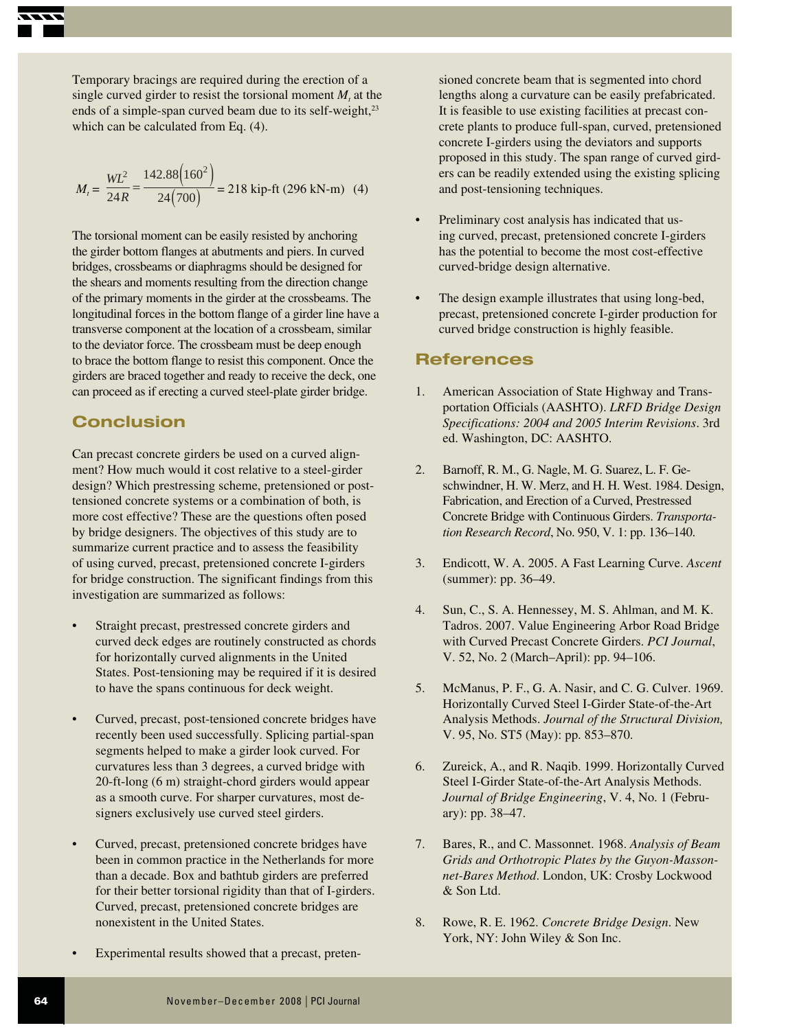Temporary bracings are required during the erection of a single curved girder to resist the torsional moment $M_t$ at the ends of a simple-span curved beam due to its self-weight,[23] which can be calculated from Eq. (4).

$$M_t = \frac{WL^2}{24R} = \frac{142.88\left(160^2\right)}{24\left(700\right)} = 218 \text{ kip-ft (296 kN-m)} \quad (4)$$

The torsional moment can be easily resisted by anchoring the girder bottom flanges at abutments and piers. In curved bridges, crossbeams or diaphragms should be designed for the shears and moments resulting from the direction change of the primary moments in the girder at the crossbeams. The longitudinal forces in the bottom flange of a girder line have a transverse component at the location of a crossbeam, similar to the deviator force. The crossbeam must be deep enough to brace the bottom flange to resist this component. Once the girders are braced together and ready to receive the deck, one can proceed as if erecting a curved steel-plate girder bridge.

## Conclusion

Can precast concrete girders be used on a curved alignment? How much would it cost relative to a steel-girder design? Which prestressing scheme, pretensioned or post-tensioned concrete systems or a combination of both, is more cost effective? These are the questions often posed by bridge designers. The objectives of this study are to summarize current practice and to assess the feasibility of using curved, precast, pretensioned concrete I-girders for bridge construction. The significant findings from this investigation are summarized as follows:

- Straight precast, prestressed concrete girders and curved deck edges are routinely constructed as chords for horizontally curved alignments in the United States. Post-tensioning may be required if it is desired to have the spans continuous for deck weight.

- Curved, precast, post-tensioned concrete bridges have recently been used successfully. Splicing partial-span segments helped to make a girder look curved. For curvatures less than 3 degrees, a curved bridge with 20-ft-long (6 m) straight-chord girders would appear as a smooth curve. For sharper curvatures, most designers exclusively use curved steel girders.

- Curved, precast, pretensioned concrete bridges have been in common practice in the Netherlands for more than a decade. Box and bathtub girders are preferred for their better torsional rigidity than that of I-girders. Curved, precast, pretensioned concrete bridges are nonexistent in the United States.

- Experimental results showed that a precast, pretensioned concrete beam that is segmented into chord lengths along a curvature can be easily prefabricated. It is feasible to use existing facilities at precast concrete plants to produce full-span, curved, pretensioned concrete I-girders using the deviators and supports proposed in this study. The span range of curved girders can be readily extended using the existing splicing and post-tensioning techniques.

- Preliminary cost analysis has indicated that using curved, precast, pretensioned concrete I-girders has the potential to become the most cost-effective curved-bridge design alternative.

- The design example illustrates that using long-bed, precast, pretensioned concrete I-girder production for curved bridge construction is highly feasible.

## References

1. American Association of State Highway and Transportation Officials (AASHTO). *LRFD Bridge Design Specifications: 2004 and 2005 Interim Revisions*. 3rd ed. Washington, DC: AASHTO.

2. Barnoff, R. M., G. Nagle, M. G. Suarez, L. F. Geschwindner, H. W. Merz, and H. H. West. 1984. Design, Fabrication, and Erection of a Curved, Prestressed Concrete Bridge with Continuous Girders. *Transportation Research Record*, No. 950, V. 1: pp. 136–140.

3. Endicott, W. A. 2005. A Fast Learning Curve. *Ascent* (summer): pp. 36–49.

4. Sun, C., S. A. Hennessey, M. S. Ahlman, and M. K. Tadros. 2007. Value Engineering Arbor Road Bridge with Curved Precast Concrete Girders. *PCI Journal*, V. 52, No. 2 (March–April): pp. 94–106.

5. McManus, P. F., G. A. Nasir, and C. G. Culver. 1969. Horizontally Curved Steel I-Girder State-of-the-Art Analysis Methods. *Journal of the Structural Division,* V. 95, No. ST5 (May): pp. 853–870.

6. Zureick, A., and R. Naqib. 1999. Horizontally Curved Steel I-Girder State-of-the-Art Analysis Methods. *Journal of Bridge Engineering*, V. 4, No. 1 (February): pp. 38–47.

7. Bares, R., and C. Massonnet. 1968. *Analysis of Beam Grids and Orthotropic Plates by the Guyon-Massonnet-Bares Method*. London, UK: Crosby Lockwood & Son Ltd.

8. Rowe, R. E. 1962. *Concrete Bridge Design*. New York, NY: John Wiley & Son Inc.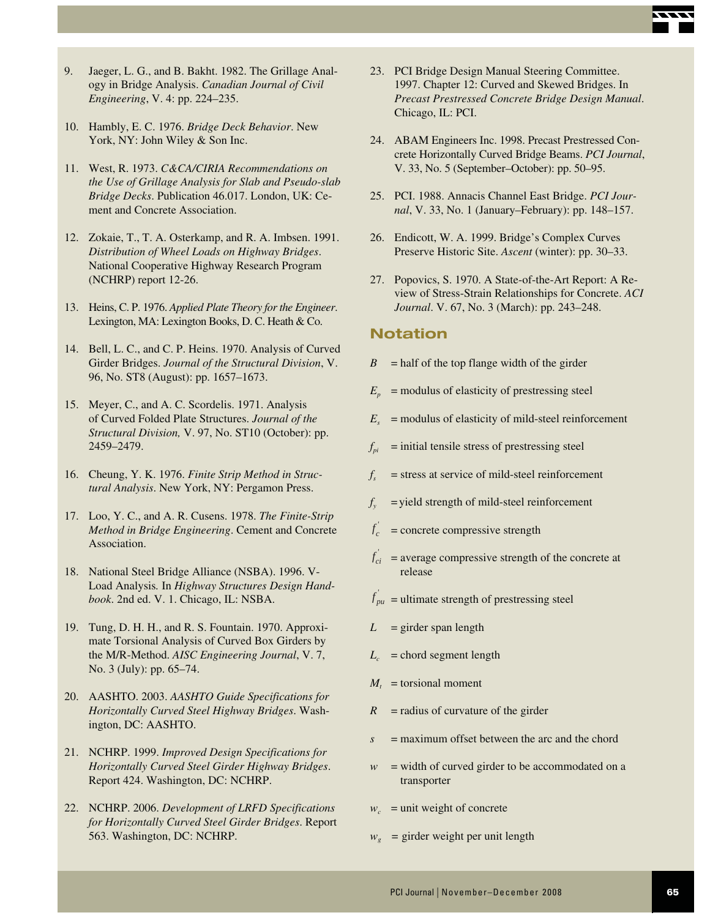9. Jaeger, L. G., and B. Bakht. 1982. The Grillage Analogy in Bridge Analysis. *Canadian Journal of Civil Engineering*, V. 4: pp. 224–235.

10. Hambly, E. C. 1976. *Bridge Deck Behavior*. New York, NY: John Wiley & Son Inc.

11. West, R. 1973. *C&CA/CIRIA Recommendations on the Use of Grillage Analysis for Slab and Pseudo-slab Bridge Decks*. Publication 46.017. London, UK: Cement and Concrete Association.

12. Zokaie, T., T. A. Osterkamp, and R. A. Imbsen. 1991. *Distribution of Wheel Loads on Highway Bridges*. National Cooperative Highway Research Program (NCHRP) report 12-26.

13. Heins, C. P. 1976. *Applied Plate Theory for the Engineer*. Lexington, MA: Lexington Books, D. C. Heath & Co.

14. Bell, L. C., and C. P. Heins. 1970. Analysis of Curved Girder Bridges. *Journal of the Structural Division*, V. 96, No. ST8 (August): pp. 1657–1673.

15. Meyer, C., and A. C. Scordelis. 1971. Analysis of Curved Folded Plate Structures. *Journal of the Structural Division,* V. 97, No. ST10 (October): pp. 2459–2479.

16. Cheung, Y. K. 1976. *Finite Strip Method in Structural Analysis*. New York, NY: Pergamon Press.

17. Loo, Y. C., and A. R. Cusens. 1978. *The Finite-Strip Method in Bridge Engineering*. Cement and Concrete Association.

18. National Steel Bridge Alliance (NSBA). 1996. V-Load Analysis. In *Highway Structures Design Handbook*. 2nd ed. V. 1. Chicago, IL: NSBA.

19. Tung, D. H. H., and R. S. Fountain. 1970. Approximate Torsional Analysis of Curved Box Girders by the M/R-Method. *AISC Engineering Journal*, V. 7, No. 3 (July): pp. 65–74.

20. AASHTO. 2003. *AASHTO Guide Specifications for Horizontally Curved Steel Highway Bridges*. Washington, DC: AASHTO.

21. NCHRP. 1999. *Improved Design Specifications for Horizontally Curved Steel Girder Highway Bridges*. Report 424. Washington, DC: NCHRP.

22. NCHRP. 2006. *Development of LRFD Specifications for Horizontally Curved Steel Girder Bridges*. Report 563. Washington, DC: NCHRP.

23. PCI Bridge Design Manual Steering Committee. 1997. Chapter 12: Curved and Skewed Bridges. In *Precast Prestressed Concrete Bridge Design Manual*. Chicago, IL: PCI.

24. ABAM Engineers Inc. 1998. Precast Prestressed Concrete Horizontally Curved Bridge Beams. *PCI Journal*, V. 33, No. 5 (September–October): pp. 50–95.

25. PCI. 1988. Annacis Channel East Bridge. *PCI Journal*, V. 33, No. 1 (January–February): pp. 148–157.

26. Endicott, W. A. 1999. Bridge's Complex Curves Preserve Historic Site. *Ascent* (winter): pp. 30–33.

27. Popovics, S. 1970. A State-of-the-Art Report: A Review of Stress-Strain Relationships for Concrete. *ACI Journal*. V. 67, No. 3 (March): pp. 243–248.

## Notation

$B$ = half of the top flange width of the girder

$E_p$ = modulus of elasticity of prestressing steel

$E_s$ = modulus of elasticity of mild-steel reinforcement

$f_{pi}$ = initial tensile stress of prestressing steel

$f_s$ = stress at service of mild-steel reinforcement

$f_y$ = yield strength of mild-steel reinforcement

$f_c'$ = concrete compressive strength

$f_{ci}'$ = average compressive strength of the concrete at release

$f_{pu}'$ = ultimate strength of prestressing steel

$L$ = girder span length

$L_c$ = chord segment length

$M_t$ = torsional moment

$R$ = radius of curvature of the girder

$s$ = maximum offset between the arc and the chord

$w$ = width of curved girder to be accommodated on a transporter

$w_c$ = unit weight of concrete

$w_g$ = girder weight per unit length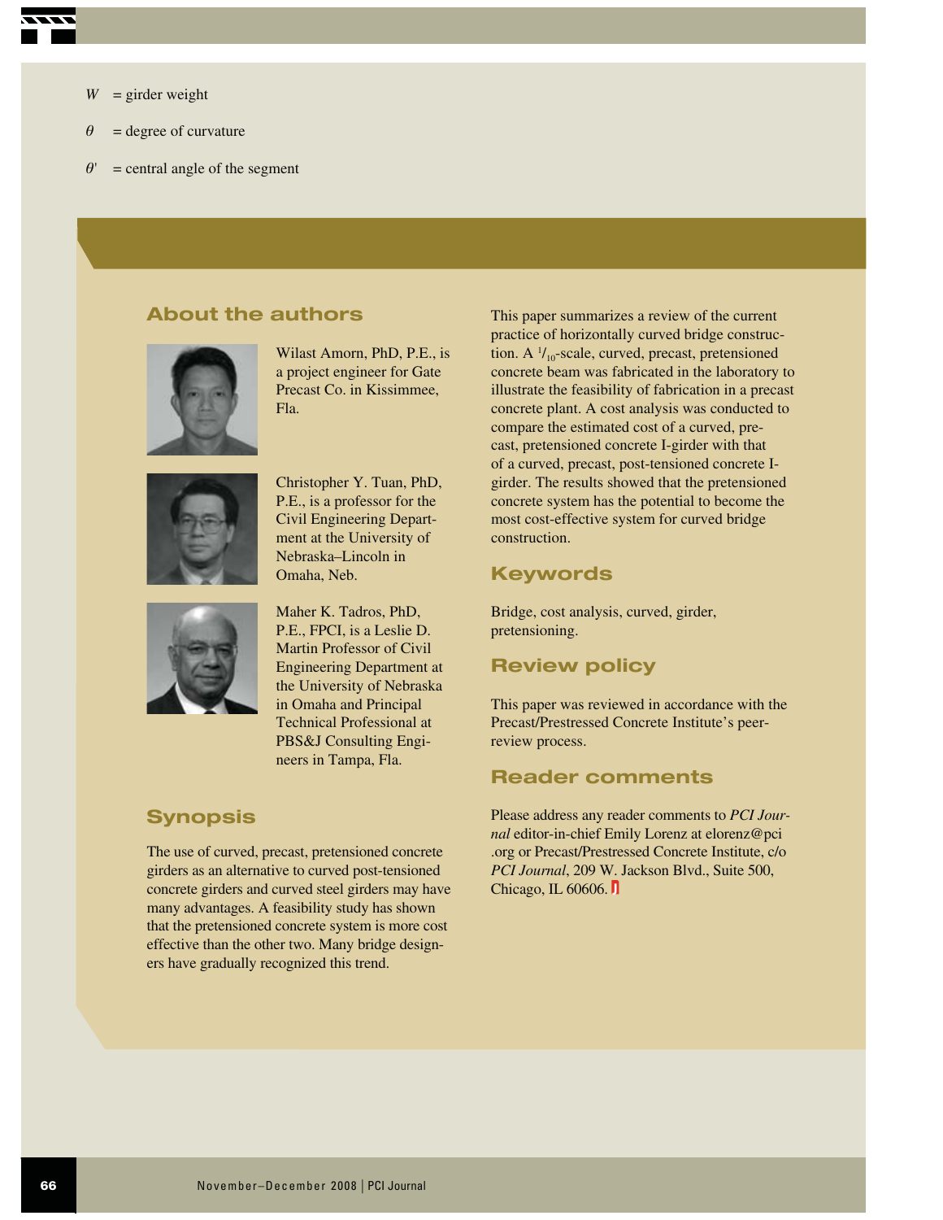$W$ = girder weight

$\theta$ = degree of curvature

$\theta'$ = central angle of the segment

## About the authors

Wilast Amorn, PhD, P.E., is a project engineer for Gate Precast Co. in Kissimmee, Fla.

Christopher Y. Tuan, PhD, P.E., is a professor for the Civil Engineering Department at the University of Nebraska–Lincoln in Omaha, Neb.

Maher K. Tadros, PhD, P.E., FPCI, is a Leslie D. Martin Professor of Civil Engineering Department at the University of Nebraska in Omaha and Principal Technical Professional at PBS&J Consulting Engineers in Tampa, Fla.

## Synopsis

The use of curved, precast, pretensioned concrete girders as an alternative to curved post-tensioned concrete girders and curved steel girders may have many advantages. A feasibility study has shown that the pretensioned concrete system is more cost effective than the other two. Many bridge designers have gradually recognized this trend.

This paper summarizes a review of the current practice of horizontally curved bridge construction. A $^{1}/_{10}$-scale, curved, precast, pretensioned concrete beam was fabricated in the laboratory to illustrate the feasibility of fabrication in a precast concrete plant. A cost analysis was conducted to compare the estimated cost of a curved, precast, pretensioned concrete I-girder with that of a curved, precast, post-tensioned concrete I-girder. The results showed that the pretensioned concrete system has the potential to become the most cost-effective system for curved bridge construction.

## Keywords

Bridge, cost analysis, curved, girder, pretensioning.

## Review policy

This paper was reviewed in accordance with the Precast/Prestressed Concrete Institute's peer-review process.

## Reader comments

Please address any reader comments to *PCI Journal* editor-in-chief Emily Lorenz at elorenz@pci.org or Precast/Prestressed Concrete Institute, c/o *PCI Journal*, 209 W. Jackson Blvd., Suite 500, Chicago, IL 60606.